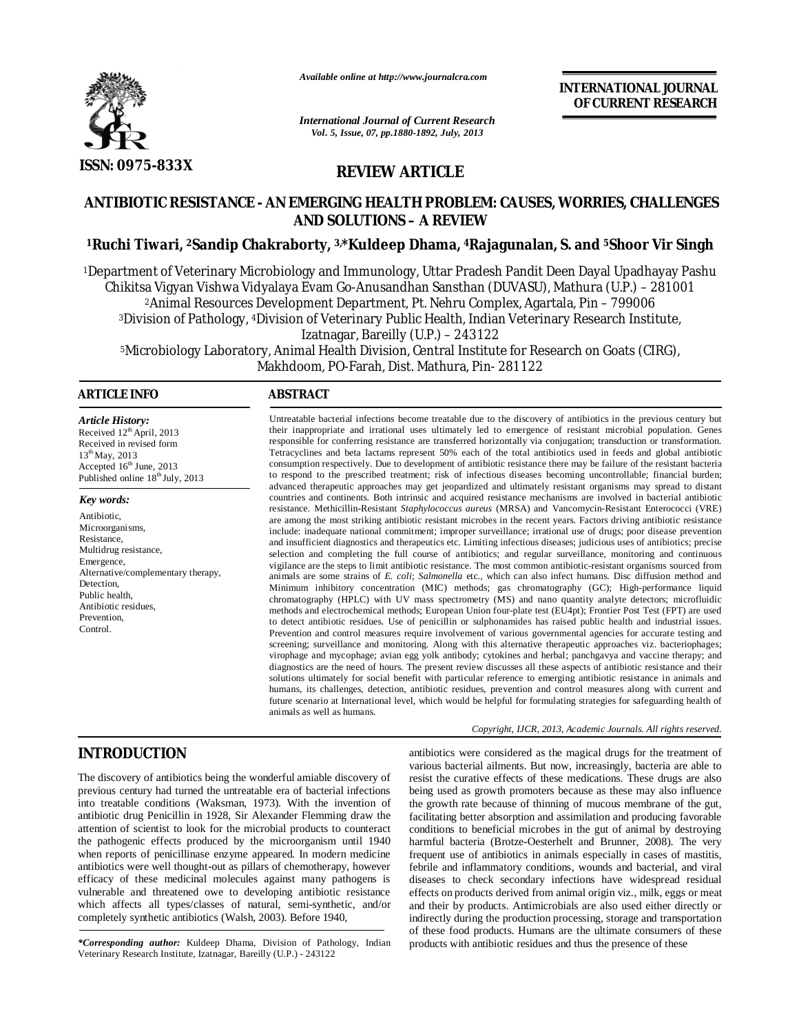ISSN: 0975-833X

*Available online at http://www.journalcra.com*

*International Journal of Current Research*
*Vol. 5, Issue, 07, pp.1880-1892, July, 2013*

**INTERNATIONAL JOURNAL OF CURRENT RESEARCH**

## REVIEW ARTICLE

# ANTIBIOTIC RESISTANCE - AN EMERGING HEALTH PROBLEM: CAUSES, WORRIES, CHALLENGES AND SOLUTIONS – A REVIEW

**[1]Ruchi Tiwari, [2]Sandip Chakraborty, [3,*]Kuldeep Dhama, [4]Rajagunalan, S. and [5]Shoor Vir Singh**

[1]Department of Veterinary Microbiology and Immunology, Uttar Pradesh Pandit Deen Dayal Upadhayay Pashu Chikitsa Vigyan Vishwa Vidyalaya Evam Go-Anusandhan Sansthan (DUVASU), Mathura (U.P.) – 281001
[2]Animal Resources Development Department, Pt. Nehru Complex, Agartala, Pin – 799006
[3]Division of Pathology, [4]Division of Veterinary Public Health, Indian Veterinary Research Institute, Izatnagar, Bareilly (U.P.) – 243122
[5]Microbiology Laboratory, Animal Health Division, Central Institute for Research on Goats (CIRG), Makhdoom, PO-Farah, Dist. Mathura, Pin- 281122

### ARTICLE INFO

*Article History:*
Received 12th April, 2013
Received in revised form
13th May, 2013
Accepted 16th June, 2013
Published online 18th July, 2013

*Key words:*
Antibiotic,
Microorganisms,
Resistance,
Multidrug resistance,
Emergence,
Alternative/complementary therapy,
Detection,
Public health,
Antibiotic residues,
Prevention,
Control.

### ABSTRACT

Untreatable bacterial infections become treatable due to the discovery of antibiotics in the previous century but their inappropriate and irrational uses ultimately led to emergence of resistant microbial population. Genes responsible for conferring resistance are transferred horizontally via conjugation; transduction or transformation. Tetracyclines and beta lactams represent 50% each of the total antibiotics used in feeds and global antibiotic consumption respectively. Due to development of antibiotic resistance there may be failure of the resistant bacteria to respond to the prescribed treatment; risk of infectious diseases becoming uncontrollable; financial burden; advanced therapeutic approaches may get jeopardized and ultimately resistant organisms may spread to distant countries and continents. Both intrinsic and acquired resistance mechanisms are involved in bacterial antibiotic resistance. Methicillin-Resistant *Staphylococcus aureus* (MRSA) and Vancomycin-Resistant Enterococci (VRE) are among the most striking antibiotic resistant microbes in the recent years. Factors driving antibiotic resistance include: inadequate national commitment; improper surveillance; irrational use of drugs; poor disease prevention and insufficient diagnostics and therapeutics etc. Limiting infectious diseases; judicious uses of antibiotics; precise selection and completing the full course of antibiotics; and regular surveillance, monitoring and continuous vigilance are the steps to limit antibiotic resistance. The most common antibiotic-resistant organisms sourced from animals are some strains of *E. coli*; *Salmonella* etc., which can also infect humans. Disc diffusion method and Minimum inhibitory concentration (MIC) methods; gas chromatography (GC); High-performance liquid chromatography (HPLC) with UV mass spectrometry (MS) and nano quantity analyte detectors; microfluidic methods and electrochemical methods; European Union four-plate test (EU4pt); Frontier Post Test (FPT) are used to detect antibiotic residues. Use of penicillin or sulphonamides has raised public health and industrial issues. Prevention and control measures require involvement of various governmental agencies for accurate testing and screening; surveillance and monitoring. Along with this alternative therapeutic approaches viz. bacteriophages; virophage and mycophage; avian egg yolk antibody; cytokines and herbal; panchgavya and vaccine therapy; and diagnostics are the need of hours. The present review discusses all these aspects of antibiotic resistance and their solutions ultimately for social benefit with particular reference to emerging antibiotic resistance in animals and humans, its challenges, detection, antibiotic residues, prevention and control measures along with current and future scenario at International level, which would be helpful for formulating strategies for safeguarding health of animals as well as humans.

*Copyright, IJCR, 2013, Academic Journals. All rights reserved.*

## INTRODUCTION

The discovery of antibiotics being the wonderful amiable discovery of previous century had turned the untreatable era of bacterial infections into treatable conditions (Waksman, 1973). With the invention of antibiotic drug Penicillin in 1928, Sir Alexander Flemming draw the attention of scientist to look for the microbial products to counteract the pathogenic effects produced by the microorganism until 1940 when reports of penicillinase enzyme appeared. In modern medicine antibiotics were well thought-out as pillars of chemotherapy, however efficacy of these medicinal molecules against many pathogens is vulnerable and threatened owe to developing antibiotic resistance which affects all types/classes of natural, semi-synthetic, and/or completely synthetic antibiotics (Walsh, 2003). Before 1940, antibiotics were considered as the magical drugs for the treatment of various bacterial ailments. But now, increasingly, bacteria are able to resist the curative effects of these medications. These drugs are also being used as growth promoters because as these may also influence the growth rate because of thinning of mucous membrane of the gut, facilitating better absorption and assimilation and producing favorable conditions to beneficial microbes in the gut of animal by destroying harmful bacteria (Brotze-Oesterhelt and Brunner, 2008). The very frequent use of antibiotics in animals especially in cases of mastitis, febrile and inflammatory conditions, wounds and bacterial, and viral diseases to check secondary infections have widespread residual effects on products derived from animal origin viz., milk, eggs or meat and their by products. Antimicrobials are also used either directly or indirectly during the production processing, storage and transportation of these food products. Humans are the ultimate consumers of these products with antibiotic residues and thus the presence of these

*\*Corresponding author:* Kuldeep Dhama, Division of Pathology, Indian Veterinary Research Institute, Izatnagar, Bareilly (U.P.) - 243122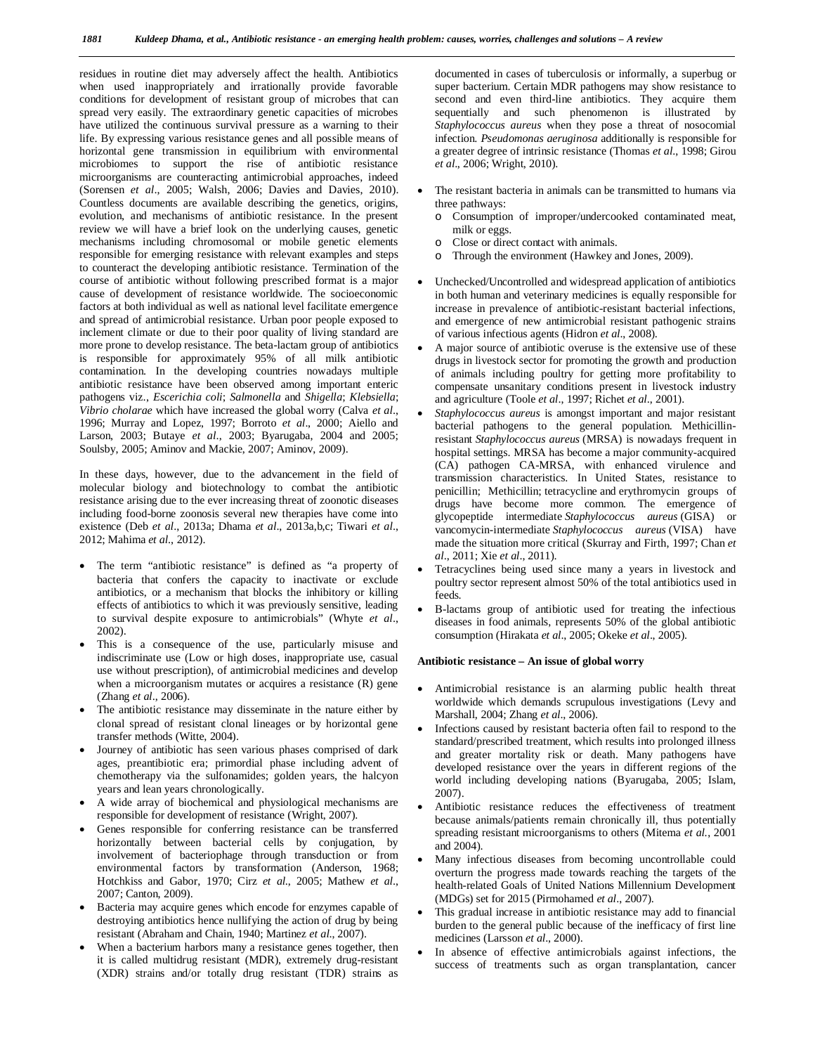residues in routine diet may adversely affect the health. Antibiotics when used inappropriately and irrationally provide favorable conditions for development of resistant group of microbes that can spread very easily. The extraordinary genetic capacities of microbes have utilized the continuous survival pressure as a warning to their life. By expressing various resistance genes and all possible means of horizontal gene transmission in equilibrium with environmental microbiomes to support the rise of antibiotic resistance microorganisms are counteracting antimicrobial approaches, indeed (Sorensen *et al*., 2005; Walsh, 2006; Davies and Davies, 2010). Countless documents are available describing the genetics, origins, evolution, and mechanisms of antibiotic resistance. In the present review we will have a brief look on the underlying causes, genetic mechanisms including chromosomal or mobile genetic elements responsible for emerging resistance with relevant examples and steps to counteract the developing antibiotic resistance. Termination of the course of antibiotic without following prescribed format is a major cause of development of resistance worldwide. The socioeconomic factors at both individual as well as national level facilitate emergence and spread of antimicrobial resistance. Urban poor people exposed to inclement climate or due to their poor quality of living standard are more prone to develop resistance. The beta-lactam group of antibiotics is responsible for approximately 95% of all milk antibiotic contamination. In the developing countries nowadays multiple antibiotic resistance have been observed among important enteric pathogens viz., *Escerichia coli*; *Salmonella* and *Shigella*; *Klebsiella*; *Vibrio cholarae* which have increased the global worry (Calva *et al*., 1996; Murray and Lopez, 1997; Borroto *et al*., 2000; Aiello and Larson, 2003; Butaye *et al*., 2003; Byarugaba, 2004 and 2005; Soulsby, 2005; Aminov and Mackie, 2007; Aminov, 2009).

In these days, however, due to the advancement in the field of molecular biology and biotechnology to combat the antibiotic resistance arising due to the ever increasing threat of zoonotic diseases including food-borne zoonosis several new therapies have come into existence (Deb *et al*., 2013a; Dhama *et al*., 2013a,b,c; Tiwari *et al*., 2012; Mahima *et al*., 2012).

- The term "antibiotic resistance" is defined as "a property of bacteria that confers the capacity to inactivate or exclude antibiotics, or a mechanism that blocks the inhibitory or killing effects of antibiotics to which it was previously sensitive, leading to survival despite exposure to antimicrobials" (Whyte *et al*., 2002).
- This is a consequence of the use, particularly misuse and indiscriminate use (Low or high doses, inappropriate use, casual use without prescription), of antimicrobial medicines and develop when a microorganism mutates or acquires a resistance (R) gene (Zhang *et al*., 2006).
- The antibiotic resistance may disseminate in the nature either by clonal spread of resistant clonal lineages or by horizontal gene transfer methods (Witte, 2004).
- Journey of antibiotic has seen various phases comprised of dark ages, preantibiotic era; primordial phase including advent of chemotherapy via the sulfonamides; golden years, the halcyon years and lean years chronologically.
- A wide array of biochemical and physiological mechanisms are responsible for development of resistance (Wright, 2007).
- Genes responsible for conferring resistance can be transferred horizontally between bacterial cells by conjugation, by involvement of bacteriophage through transduction or from environmental factors by transformation (Anderson, 1968; Hotchkiss and Gabor, 1970; Cirz *et al*., 2005; Mathew *et al*., 2007; Canton, 2009).
- Bacteria may acquire genes which encode for enzymes capable of destroying antibiotics hence nullifying the action of drug by being resistant (Abraham and Chain, 1940; Martinez *et al*., 2007).
- When a bacterium harbors many a resistance genes together, then it is called multidrug resistant (MDR), extremely drug-resistant (XDR) strains and/or totally drug resistant (TDR) strains as documented in cases of tuberculosis or informally, a superbug or super bacterium. Certain MDR pathogens may show resistance to second and even third-line antibiotics. They acquire them sequentially and such phenomenon is illustrated by *Staphylococcus aureus* when they pose a threat of nosocomial infection. *Pseudomonas aeruginosa* additionally is responsible for a greater degree of intrinsic resistance (Thomas *et al*., 1998; Girou *et al*., 2006; Wright, 2010).
- The resistant bacteria in animals can be transmitted to humans via three pathways:
  - Consumption of improper/undercooked contaminated meat, milk or eggs.
  - Close or direct contact with animals.
  - Through the environment (Hawkey and Jones, 2009).
- Unchecked/Uncontrolled and widespread application of antibiotics in both human and veterinary medicines is equally responsible for increase in prevalence of antibiotic-resistant bacterial infections, and emergence of new antimicrobial resistant pathogenic strains of various infectious agents (Hidron *et al*., 2008).
- A major source of antibiotic overuse is the extensive use of these drugs in livestock sector for promoting the growth and production of animals including poultry for getting more profitability to compensate unsanitary conditions present in livestock industry and agriculture (Toole *et al*., 1997; Richet *et al*., 2001).
- *Staphylococcus aureus* is amongst important and major resistant bacterial pathogens to the general population. Methicillin-resistant *Staphylococcus aureus* (MRSA) is nowadays frequent in hospital settings. MRSA has become a major community-acquired (CA) pathogen CA-MRSA, with enhanced virulence and transmission characteristics. In United States, resistance to penicillin; Methicillin; tetracycline and erythromycin groups of drugs have become more common. The emergence of glycopeptide intermediate *Staphylococcus aureus* (GISA) or vancomycin-intermediate *Staphylococcus aureus* (VISA) have made the situation more critical (Skurray and Firth, 1997; Chan *et al*., 2011; Xie *et al*., 2011).
- Tetracyclines being used since many a years in livestock and poultry sector represent almost 50% of the total antibiotics used in feeds.
- B-lactams group of antibiotic used for treating the infectious diseases in food animals, represents 50% of the global antibiotic consumption (Hirakata *et al*., 2005; Okeke *et al*., 2005).

**Antibiotic resistance – An issue of global worry**

- Antimicrobial resistance is an alarming public health threat worldwide which demands scrupulous investigations (Levy and Marshall, 2004; Zhang *et al*., 2006).
- Infections caused by resistant bacteria often fail to respond to the standard/prescribed treatment, which results into prolonged illness and greater mortality risk or death. Many pathogens have developed resistance over the years in different regions of the world including developing nations (Byarugaba, 2005; Islam, 2007).
- Antibiotic resistance reduces the effectiveness of treatment because animals/patients remain chronically ill, thus potentially spreading resistant microorganisms to others (Mitema *et al.*, 2001 and 2004).
- Many infectious diseases from becoming uncontrollable could overturn the progress made towards reaching the targets of the health-related Goals of United Nations Millennium Development (MDGs) set for 2015 (Pirmohamed *et al*., 2007).
- This gradual increase in antibiotic resistance may add to financial burden to the general public because of the inefficacy of first line medicines (Larsson *et al*., 2000).
- In absence of effective antimicrobials against infections, the success of treatments such as organ transplantation, cancer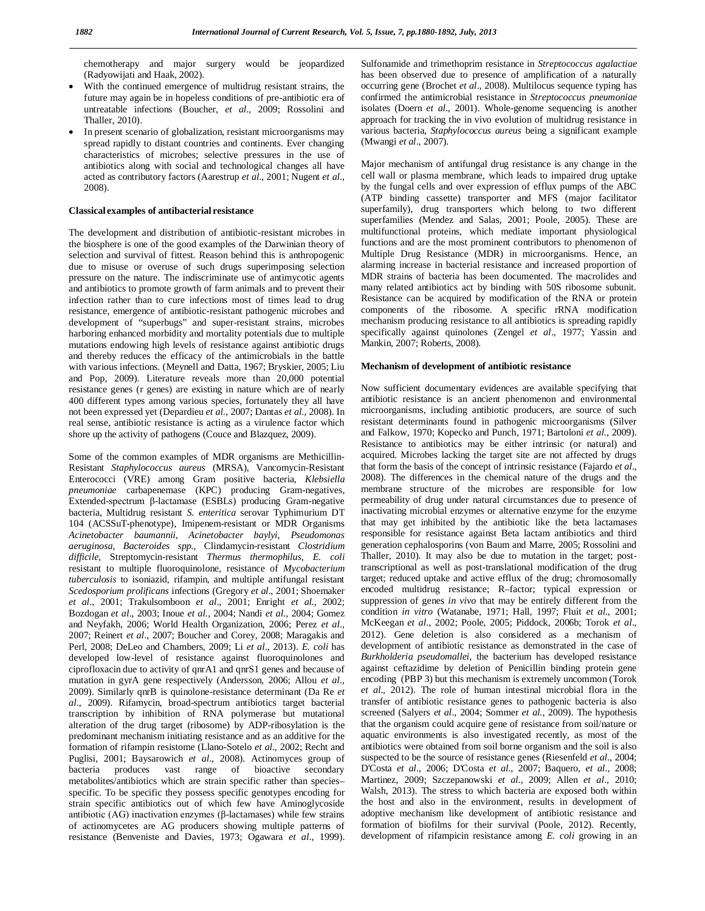chemotherapy and major surgery would be jeopardized (Radyowijati and Haak, 2002).

- With the continued emergence of multidrug resistant strains, the future may again be in hopeless conditions of pre-antibiotic era of untreatable infections (Boucher, *et al*., 2009; Rossolini and Thaller, 2010).
- In present scenario of globalization, resistant microorganisms may spread rapidly to distant countries and continents. Ever changing characteristics of microbes; selective pressures in the use of antibiotics along with social and technological changes all have acted as contributory factors (Aarestrup *et al*., 2001; Nugent *et al*., 2008).

**Classical examples of antibacterial resistance**

The development and distribution of antibiotic-resistant microbes in the biosphere is one of the good examples of the Darwinian theory of selection and survival of fittest. Reason behind this is anthropogenic due to misuse or overuse of such drugs superimposing selection pressure on the nature. The indiscriminate use of antimycotic agents and antibiotics to promote growth of farm animals and to prevent their infection rather than to cure infections most of times lead to drug resistance, emergence of antibiotic-resistant pathogenic microbes and development of "superbugs" and super-resistant strains, microbes harboring enhanced morbidity and mortality potentials due to multiple mutations endowing high levels of resistance against antibiotic drugs and thereby reduces the efficacy of the antimicrobials in the battle with various infections. (Meynell and Datta, 1967; Bryskier, 2005; Liu and Pop, 2009). Literature reveals more than 20,000 potential resistance genes (r genes) are existing in nature which are of nearly 400 different types among various species, fortunately they all have not been expressed yet (Depardieu *et al*., 2007; Dantas *et al*., 2008). In real sense, antibiotic resistance is acting as a virulence factor which shore up the activity of pathogens (Couce and Blazquez, 2009).

Some of the common examples of MDR organisms are Methicillin-Resistant *Staphylococcus aureus* (MRSA), Vancomycin-Resistant Enterococci (VRE) among Gram positive bacteria, *Klebsiella pneumoniae* carbapenemase (KPC) producing Gram-negatives, Extended-spectrum β-lactamase (ESBLs) producing Gram-negative bacteria, Multidrug resistant *S. enteritica* serovar Typhimurium DT 104 (ACSSuT-phenotype), Imipenem-resistant or MDR Organisms *Acinetobacter baumannii, Acinetobacter baylyi, Pseudomonas aeruginosa, Bacteroides spp.,* Clindamycin-resistant *Clostridium difficile,* Streptomycin-resistant *Thermus thermophilus, E. coli* resistant to multiple fluoroquinolone, resistance of *Mycobacterium tuberculosis* to isoniazid, rifampin, and multiple antifungal resistant *Scedosporium prolificans* infections (Gregory *et al*., 2001; Shoemaker *et al*., 2001; Trakulsomboon *et al*., 2001; Enright *et al*., 2002; Bozdogan *et al*., 2003; Inoue *et al*., 2004; Nandi *et al*., 2004; Gomez and Neyfakh, 2006; World Health Organization, 2006; Perez *et al*., 2007; Reinert *et al*., 2007; Boucher and Corey, 2008; Maragakis and Perl, 2008; DeLeo and Chambers, 2009; Li *et al*., 2013). *E. coli* has developed low-level of resistance against fluoroquinolones and ciprofloxacin due to activity of qnrA1 and qnrS1 genes and because of mutation in gyrA gene respectively (Andersson, 2006; Allou *et al*., 2009). Similarly qnrB is quinolone-resistance determinant (Da Re *et al*., 2009). Rifamycin, broad-spectrum antibiotics target bacterial transcription by inhibition of RNA polymerase but mutational alteration of the drug target (ribosome) by ADP-ribosylation is the predominant mechanism initiating resistance and as an additive for the formation of rifampin resistome (Llano-Sotelo *et al*., 2002; Recht and Puglisi, 2001; Baysarowich *et al*., 2008). Actinomyces group of bacteria produces vast range of bioactive secondary metabolites/antibiotics which are strain specific rather than species–specific. To be specific they possess specific genotypes encoding for strain specific antibiotics out of which few have Aminoglycoside antibiotic (AG) inactivation enzymes (β-lactamases) while few strains of actinomycetes are AG producers showing multiple patterns of resistance (Benveniste and Davies, 1973; Ogawara *et al*., 1999). Sulfonamide and trimethoprim resistance in *Streptococcus agalactiae* has been observed due to presence of amplification of a naturally occurring gene (Brochet *et al*., 2008). Multilocus sequence typing has confirmed the antimicrobial resistance in *Streptococcus pneumoniae* isolates (Doern *et al*., 2001). Whole-genome sequencing is another approach for tracking the in vivo evolution of multidrug resistance in various bacteria, *Staphylococcus aureus* being a significant example (Mwangi *et al*., 2007).

Major mechanism of antifungal drug resistance is any change in the cell wall or plasma membrane, which leads to impaired drug uptake by the fungal cells and over expression of efflux pumps of the ABC (ATP binding cassette) transporter and MFS (major facilitator superfamily), drug transporters which belong to two different superfamilies (Mendez and Salas, 2001; Poole, 2005). These are multifunctional proteins, which mediate important physiological functions and are the most prominent contributors to phenomenon of Multiple Drug Resistance (MDR) in microorganisms. Hence, an alarming increase in bacterial resistance and increased proportion of MDR strains of bacteria has been documented. The macrolides and many related antibiotics act by binding with 50S ribosome subunit. Resistance can be acquired by modification of the RNA or protein components of the ribosome. A specific rRNA modification mechanism producing resistance to all antibiotics is spreading rapidly specifically against quinolones (Zengel *et al*., 1977; Yassin and Mankin, 2007; Roberts, 2008).

**Mechanism of development of antibiotic resistance**

Now sufficient documentary evidences are available specifying that antibiotic resistance is an ancient phenomenon and environmental microorganisms, including antibiotic producers, are source of such resistant determinants found in pathogenic microorganisms (Silver and Falkow, 1970; Kopecko and Punch, 1971; Bartoloni *et al*., 2009). Resistance to antibiotics may be either intrinsic (or natural) and acquired. Microbes lacking the target site are not affected by drugs that form the basis of the concept of intrinsic resistance (Fajardo *et al*., 2008). The differences in the chemical nature of the drugs and the membrane structure of the microbes are responsible for low permeability of drug under natural circumstances due to presence of inactivating microbial enzymes or alternative enzyme for the enzyme that may get inhibited by the antibiotic like the beta lactamases responsible for resistance against Beta lactam antibiotics and third generation cephalosporins (von Baum and Marre, 2005; Rossolini and Thaller, 2010). It may also be due to mutation in the target; post-transcriptional as well as post-translational modification of the drug target; reduced uptake and active efflux of the drug; chromosomally encoded multidrug resistance; R–factor; typical expression or suppression of genes *in vivo* that may be entirely different from the condition *in vitro* (Watanabe, 1971; Hall, 1997; Fluit *et al*., 2001; McKeegan *et al*., 2002; Poole, 2005; Piddock, 2006b; Torok *et al*., 2012). Gene deletion is also considered as a mechanism of development of antibiotic resistance as demonstrated in the case of *Burkholderia pseudomallei*, the bacterium has developed resistance against ceftazidime by deletion of Penicillin binding protein gene encoding (PBP 3) but this mechanism is extremely uncommon (Torok *et al*., 2012). The role of human intestinal microbial flora in the transfer of antibiotic resistance genes to pathogenic bacteria is also screened (Salyers *et al*., 2004; Sommer *et al*., 2009). The hypothesis that the organism could acquire gene of resistance from soil/nature or aquatic environments is also investigated recently, as most of the antibiotics were obtained from soil borne organism and the soil is also suspected to be the source of resistance genes (Riesenfeld *et al*., 2004; D'Costa *et al*., 2006; D'Costa *et al*., 2007; Baquero, *et al*., 2008; Martinez, 2009; Szczepanowski *et al*., 2009; Allen *et al*., 2010; Walsh, 2013). The stress to which bacteria are exposed both within the host and also in the environment, results in development of adoptive mechanism like development of antibiotic resistance and formation of biofilms for their survival (Poole, 2012). Recently, development of rifampicin resistance among *E. coli* growing in an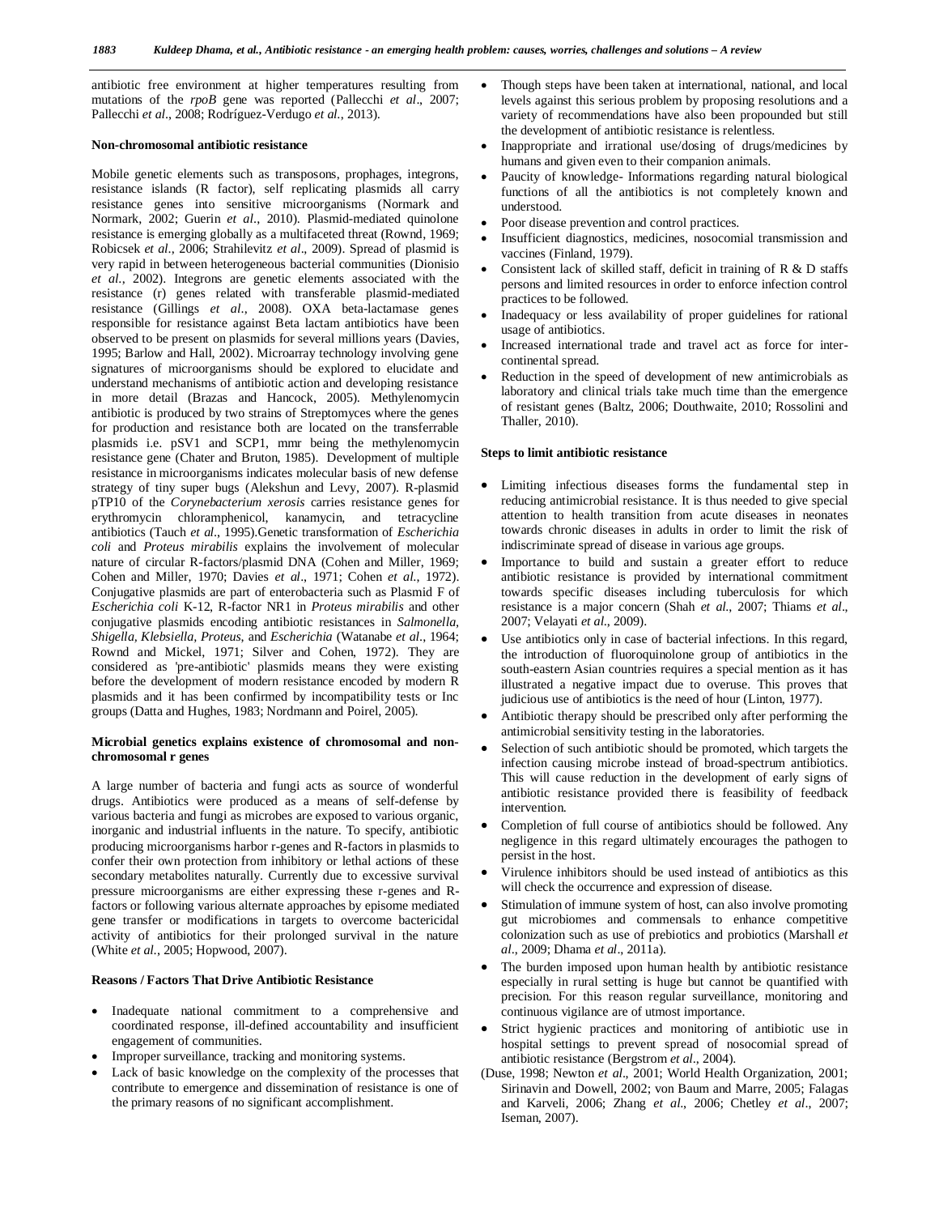antibiotic free environment at higher temperatures resulting from mutations of the *rpoB* gene was reported (Pallecchi *et al*., 2007; Pallecchi *et al*., 2008; Rodríguez-Verdugo *et al.*, 2013).

### Non-chromosomal antibiotic resistance

Mobile genetic elements such as transposons, prophages, integrons, resistance islands (R factor), self replicating plasmids all carry resistance genes into sensitive microorganisms (Normark and Normark, 2002; Guerin *et al*., 2010). Plasmid-mediated quinolone resistance is emerging globally as a multifaceted threat (Rownd, 1969; Robicsek *et al*., 2006; Strahilevitz *et al*., 2009). Spread of plasmid is very rapid in between heterogeneous bacterial communities (Dionisio *et al.*, 2002). Integrons are genetic elements associated with the resistance (r) genes related with transferable plasmid-mediated resistance (Gillings *et al*., 2008). OXA beta-lactamase genes responsible for resistance against Beta lactam antibiotics have been observed to be present on plasmids for several millions years (Davies, 1995; Barlow and Hall, 2002). Microarray technology involving gene signatures of microorganisms should be explored to elucidate and understand mechanisms of antibiotic action and developing resistance in more detail (Brazas and Hancock, 2005). Methylenomycin antibiotic is produced by two strains of Streptomyces where the genes for production and resistance both are located on the transferrable plasmids i.e. pSV1 and SCP1, mmr being the methylenomycin resistance gene (Chater and Bruton, 1985). Development of multiple resistance in microorganisms indicates molecular basis of new defense strategy of tiny super bugs (Alekshun and Levy, 2007). R-plasmid pTP10 of the *Corynebacterium xerosis* carries resistance genes for erythromycin chloramphenicol, kanamycin, and tetracycline antibiotics (Tauch *et al*., 1995).Genetic transformation of *Escherichia coli* and *Proteus mirabilis* explains the involvement of molecular nature of circular R-factors/plasmid DNA (Cohen and Miller, 1969; Cohen and Miller, 1970; Davies *et al*., 1971; Cohen *et al.*, 1972). Conjugative plasmids are part of enterobacteria such as Plasmid F of *Escherichia coli* K-12, R-factor NR1 in *Proteus mirabilis* and other conjugative plasmids encoding antibiotic resistances in *Salmonella, Shigella, Klebsiella, Proteus,* and *Escherichia* (Watanabe *et al*., 1964; Rownd and Mickel, 1971; Silver and Cohen, 1972). They are considered as 'pre-antibiotic' plasmids means they were existing before the development of modern resistance encoded by modern R plasmids and it has been confirmed by incompatibility tests or Inc groups (Datta and Hughes, 1983; Nordmann and Poirel, 2005).

### Microbial genetics explains existence of chromosomal and non-chromosomal r genes

A large number of bacteria and fungi acts as source of wonderful drugs. Antibiotics were produced as a means of self-defense by various bacteria and fungi as microbes are exposed to various organic, inorganic and industrial influents in the nature. To specify, antibiotic producing microorganisms harbor r-genes and R-factors in plasmids to confer their own protection from inhibitory or lethal actions of these secondary metabolites naturally. Currently due to excessive survival pressure microorganisms are either expressing these r-genes and R-factors or following various alternate approaches by episome mediated gene transfer or modifications in targets to overcome bactericidal activity of antibiotics for their prolonged survival in the nature (White *et al.*, 2005; Hopwood, 2007).

### Reasons / Factors That Drive Antibiotic Resistance

- Inadequate national commitment to a comprehensive and coordinated response, ill-defined accountability and insufficient engagement of communities.
- Improper surveillance, tracking and monitoring systems.
- Lack of basic knowledge on the complexity of the processes that contribute to emergence and dissemination of resistance is one of the primary reasons of no significant accomplishment.
- Though steps have been taken at international, national, and local levels against this serious problem by proposing resolutions and a variety of recommendations have also been propounded but still the development of antibiotic resistance is relentless.
- Inappropriate and irrational use/dosing of drugs/medicines by humans and given even to their companion animals.
- Paucity of knowledge- Informations regarding natural biological functions of all the antibiotics is not completely known and understood.
- Poor disease prevention and control practices.
- Insufficient diagnostics, medicines, nosocomial transmission and vaccines (Finland, 1979).
- Consistent lack of skilled staff, deficit in training of R & D staffs persons and limited resources in order to enforce infection control practices to be followed.
- Inadequacy or less availability of proper guidelines for rational usage of antibiotics.
- Increased international trade and travel act as force for inter-continental spread.
- Reduction in the speed of development of new antimicrobials as laboratory and clinical trials take much time than the emergence of resistant genes (Baltz, 2006; Douthwaite, 2010; Rossolini and Thaller, 2010).

### Steps to limit antibiotic resistance

- Limiting infectious diseases forms the fundamental step in reducing antimicrobial resistance. It is thus needed to give special attention to health transition from acute diseases in neonates towards chronic diseases in adults in order to limit the risk of indiscriminate spread of disease in various age groups.
- Importance to build and sustain a greater effort to reduce antibiotic resistance is provided by international commitment towards specific diseases including tuberculosis for which resistance is a major concern (Shah *et al*., 2007; Thiams *et al*., 2007; Velayati *et al*., 2009).
- Use antibiotics only in case of bacterial infections. In this regard, the introduction of fluoroquinolone group of antibiotics in the south-eastern Asian countries requires a special mention as it has illustrated a negative impact due to overuse. This proves that judicious use of antibiotics is the need of hour (Linton, 1977).
- Antibiotic therapy should be prescribed only after performing the antimicrobial sensitivity testing in the laboratories.
- Selection of such antibiotic should be promoted, which targets the infection causing microbe instead of broad-spectrum antibiotics. This will cause reduction in the development of early signs of antibiotic resistance provided there is feasibility of feedback intervention.
- Completion of full course of antibiotics should be followed. Any negligence in this regard ultimately encourages the pathogen to persist in the host.
- Virulence inhibitors should be used instead of antibiotics as this will check the occurrence and expression of disease.
- Stimulation of immune system of host, can also involve promoting gut microbiomes and commensals to enhance competitive colonization such as use of prebiotics and probiotics (Marshall *et al*., 2009; Dhama *et al*., 2011a).
- The burden imposed upon human health by antibiotic resistance especially in rural setting is huge but cannot be quantified with precision. For this reason regular surveillance, monitoring and continuous vigilance are of utmost importance.
- Strict hygienic practices and monitoring of antibiotic use in hospital settings to prevent spread of nosocomial spread of antibiotic resistance (Bergstrom *et al*., 2004).

(Duse, 1998; Newton *et al*., 2001; World Health Organization, 2001; Sirinavin and Dowell, 2002; von Baum and Marre, 2005; Falagas and Karveli, 2006; Zhang *et al*., 2006; Chetley *et al*., 2007; Iseman, 2007).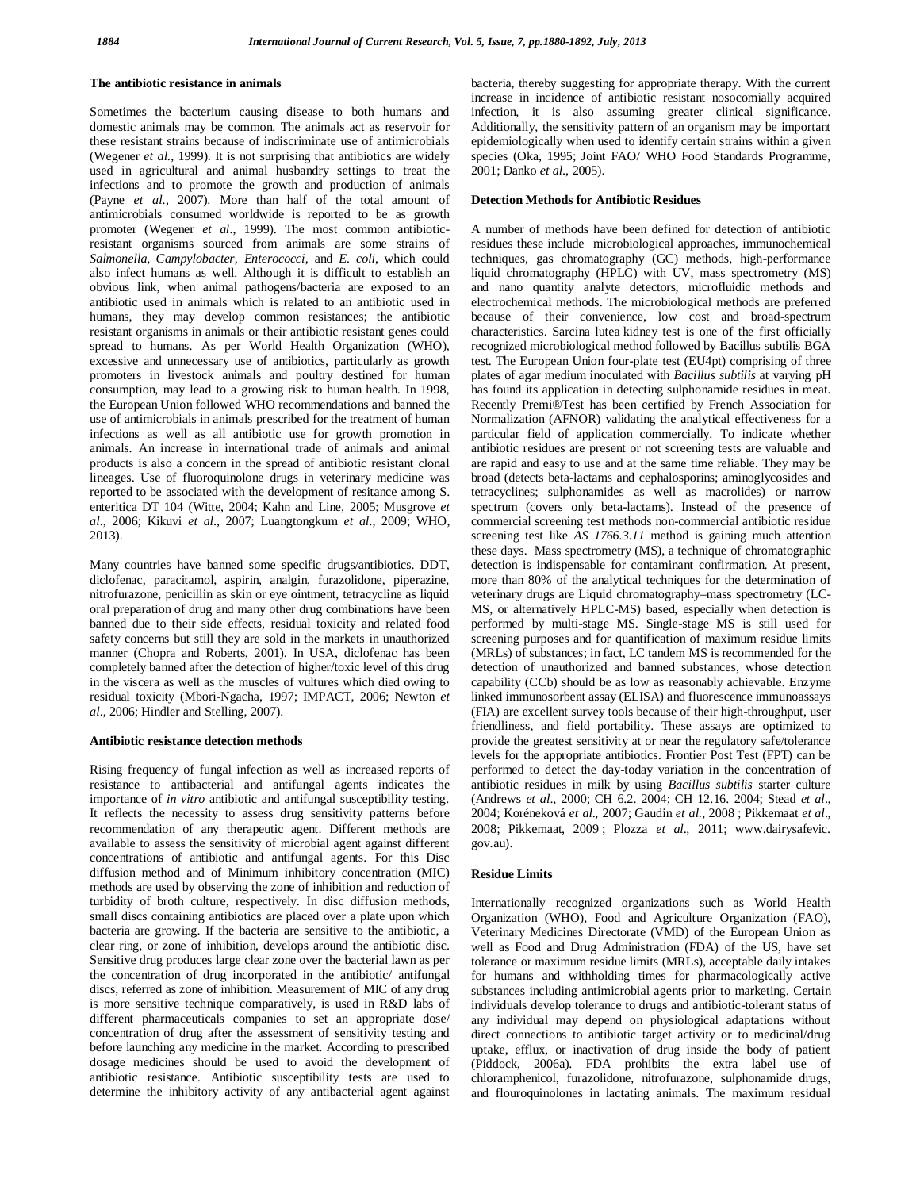### The antibiotic resistance in animals

Sometimes the bacterium causing disease to both humans and domestic animals may be common. The animals act as reservoir for these resistant strains because of indiscriminate use of antimicrobials (Wegener *et al*., 1999). It is not surprising that antibiotics are widely used in agricultural and animal husbandry settings to treat the infections and to promote the growth and production of animals (Payne *et al*., 2007). More than half of the total amount of antimicrobials consumed worldwide is reported to be as growth promoter (Wegener *et al*., 1999). The most common antibiotic-resistant organisms sourced from animals are some strains of *Salmonella, Campylobacter, Enterococci*, and *E. coli*, which could also infect humans as well. Although it is difficult to establish an obvious link, when animal pathogens/bacteria are exposed to an antibiotic used in animals which is related to an antibiotic used in humans, they may develop common resistances; the antibiotic resistant organisms in animals or their antibiotic resistant genes could spread to humans. As per World Health Organization (WHO), excessive and unnecessary use of antibiotics, particularly as growth promoters in livestock animals and poultry destined for human consumption, may lead to a growing risk to human health. In 1998, the European Union followed WHO recommendations and banned the use of antimicrobials in animals prescribed for the treatment of human infections as well as all antibiotic use for growth promotion in animals. An increase in international trade of animals and animal products is also a concern in the spread of antibiotic resistant clonal lineages. Use of fluoroquinolone drugs in veterinary medicine was reported to be associated with the development of resitance among S. enteritica DT 104 (Witte, 2004; Kahn and Line, 2005; Musgrove *et al*., 2006; Kikuvi *et al*., 2007; Luangtongkum *et al*., 2009; WHO, 2013).

Many countries have banned some specific drugs/antibiotics. DDT, diclofenac, paracitamol, aspirin, analgin, furazolidone, piperazine, nitrofurazone, penicillin as skin or eye ointment, tetracycline as liquid oral preparation of drug and many other drug combinations have been banned due to their side effects, residual toxicity and related food safety concerns but still they are sold in the markets in unauthorized manner (Chopra and Roberts, 2001). In USA, diclofenac has been completely banned after the detection of higher/toxic level of this drug in the viscera as well as the muscles of vultures which died owing to residual toxicity (Mbori-Ngacha, 1997; IMPACT, 2006; Newton *et al*., 2006; Hindler and Stelling, 2007).

### Antibiotic resistance detection methods

Rising frequency of fungal infection as well as increased reports of resistance to antibacterial and antifungal agents indicates the importance of *in vitro* antibiotic and antifungal susceptibility testing. It reflects the necessity to assess drug sensitivity patterns before recommendation of any therapeutic agent. Different methods are available to assess the sensitivity of microbial agent against different concentrations of antibiotic and antifungal agents. For this Disc diffusion method and of Minimum inhibitory concentration (MIC) methods are used by observing the zone of inhibition and reduction of turbidity of broth culture, respectively. In disc diffusion methods, small discs containing antibiotics are placed over a plate upon which bacteria are growing. If the bacteria are sensitive to the antibiotic, a clear ring, or zone of inhibition, develops around the antibiotic disc. Sensitive drug produces large clear zone over the bacterial lawn as per the concentration of drug incorporated in the antibiotic/ antifungal discs, referred as zone of inhibition. Measurement of MIC of any drug is more sensitive technique comparatively, is used in R&D labs of different pharmaceuticals companies to set an appropriate dose/ concentration of drug after the assessment of sensitivity testing and before launching any medicine in the market. According to prescribed dosage medicines should be used to avoid the development of antibiotic resistance. Antibiotic susceptibility tests are used to determine the inhibitory activity of any antibacterial agent against bacteria, thereby suggesting for appropriate therapy. With the current increase in incidence of antibiotic resistant nosocomially acquired infection, it is also assuming greater clinical significance. Additionally, the sensitivity pattern of an organism may be important epidemiologically when used to identify certain strains within a given species (Oka, 1995; Joint FAO/ WHO Food Standards Programme, 2001; Danko *et al*., 2005).

### Detection Methods for Antibiotic Residues

A number of methods have been defined for detection of antibiotic residues these include microbiological approaches, immunochemical techniques, gas chromatography (GC) methods, high-performance liquid chromatography (HPLC) with UV, mass spectrometry (MS) and nano quantity analyte detectors, microfluidic methods and electrochemical methods. The microbiological methods are preferred because of their convenience, low cost and broad-spectrum characteristics. Sarcina lutea kidney test is one of the first officially recognized microbiological method followed by Bacillus subtilis BGA test. The European Union four-plate test (EU4pt) comprising of three plates of agar medium inoculated with *Bacillus subtilis* at varying pH has found its application in detecting sulphonamide residues in meat. Recently Premi®Test has been certified by French Association for Normalization (AFNOR) validating the analytical effectiveness for a particular field of application commercially. To indicate whether antibiotic residues are present or not screening tests are valuable and are rapid and easy to use and at the same time reliable. They may be broad (detects beta-lactams and cephalosporins; aminoglycosides and tetracyclines; sulphonamides as well as macrolides) or narrow spectrum (covers only beta-lactams). Instead of the presence of commercial screening test methods non-commercial antibiotic residue screening test like *AS 1766.3.11* method is gaining much attention these days. Mass spectrometry (MS), a technique of chromatographic detection is indispensable for contaminant confirmation. At present, more than 80% of the analytical techniques for the determination of veterinary drugs are Liquid chromatography–mass spectrometry (LC-MS, or alternatively HPLC-MS) based, especially when detection is performed by multi-stage MS. Single-stage MS is still used for screening purposes and for quantification of maximum residue limits (MRLs) of substances; in fact, LC tandem MS is recommended for the detection of unauthorized and banned substances, whose detection capability (CCb) should be as low as reasonably achievable. Enzyme linked immunosorbent assay (ELISA) and fluorescence immunoassays (FIA) are excellent survey tools because of their high-throughput, user friendliness, and field portability. These assays are optimized to provide the greatest sensitivity at or near the regulatory safe/tolerance levels for the appropriate antibiotics. Frontier Post Test (FPT) can be performed to detect the day-today variation in the concentration of antibiotic residues in milk by using *Bacillus subtilis* starter culture (Andrews *et al*., 2000; CH 6.2. 2004; CH 12.16. 2004; Stead *et al*., 2004; Koréneková *et al*., 2007; Gaudin *et al*., 2008 ; Pikkemaat *et al*., 2008; Pikkemaat, 2009 ; Plozza *et al*., 2011; www.dairysafevic.gov.au).

### Residue Limits

Internationally recognized organizations such as World Health Organization (WHO), Food and Agriculture Organization (FAO), Veterinary Medicines Directorate (VMD) of the European Union as well as Food and Drug Administration (FDA) of the US, have set tolerance or maximum residue limits (MRLs), acceptable daily intakes for humans and withholding times for pharmacologically active substances including antimicrobial agents prior to marketing. Certain individuals develop tolerance to drugs and antibiotic-tolerant status of any individual may depend on physiological adaptations without direct connections to antibiotic target activity or to medicinal/drug uptake, efflux, or inactivation of drug inside the body of patient (Piddock, 2006a). FDA prohibits the extra label use of chloramphenicol, furazolidone, nitrofurazone, sulphonamide drugs, and flouroquinolones in lactating animals. The maximum residual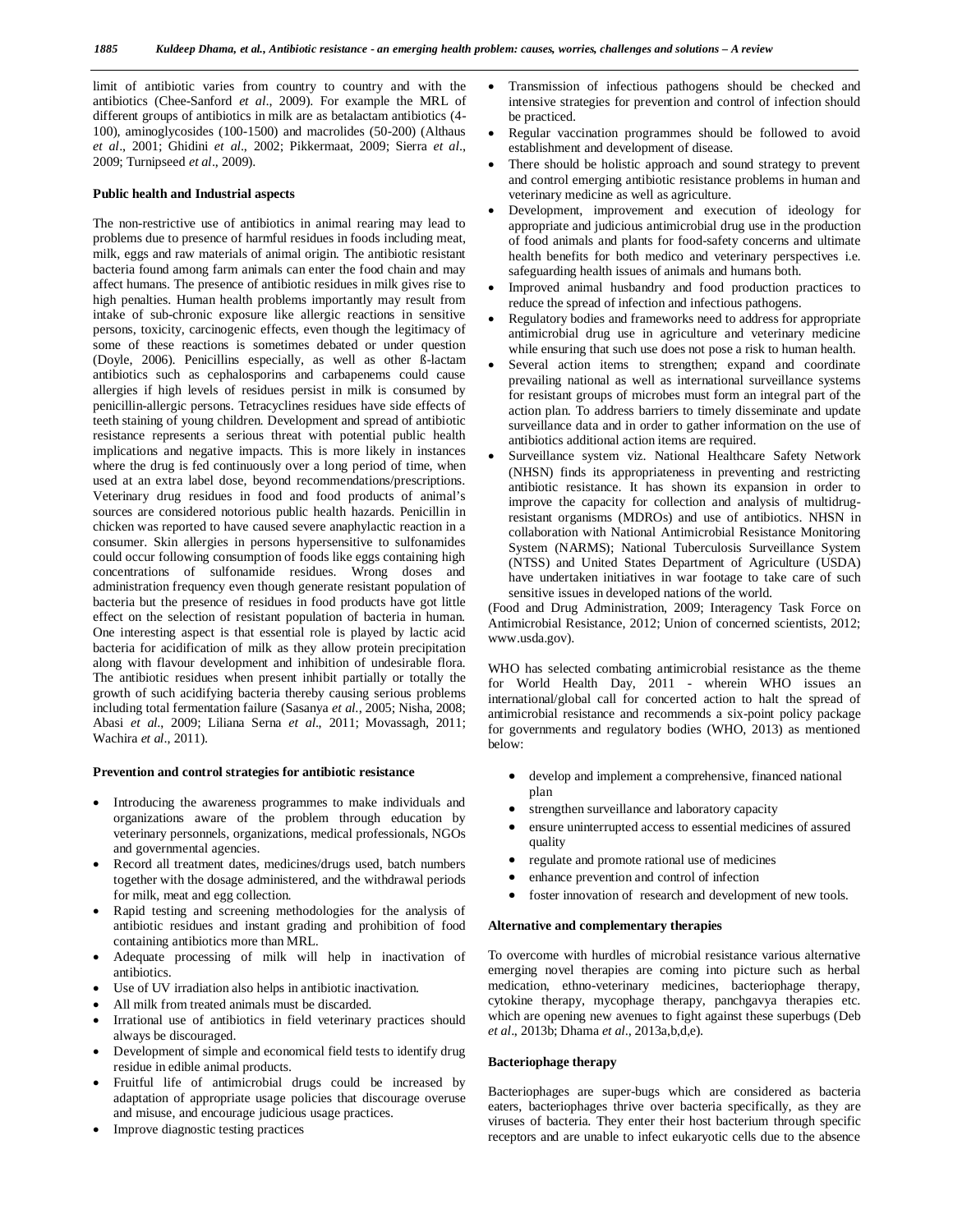limit of antibiotic varies from country to country and with the antibiotics (Chee-Sanford *et al*., 2009). For example the MRL of different groups of antibiotics in milk are as betalactam antibiotics (4-100), aminoglycosides (100-1500) and macrolides (50-200) (Althaus *et al*., 2001; Ghidini *et al*., 2002; Pikkermaat, 2009; Sierra *et al*., 2009; Turnipseed *et al*., 2009).

**Public health and Industrial aspects**

The non-restrictive use of antibiotics in animal rearing may lead to problems due to presence of harmful residues in foods including meat, milk, eggs and raw materials of animal origin. The antibiotic resistant bacteria found among farm animals can enter the food chain and may affect humans. The presence of antibiotic residues in milk gives rise to high penalties. Human health problems importantly may result from intake of sub-chronic exposure like allergic reactions in sensitive persons, toxicity, carcinogenic effects, even though the legitimacy of some of these reactions is sometimes debated or under question (Doyle, 2006). Penicillins especially, as well as other ß-lactam antibiotics such as cephalosporins and carbapenems could cause allergies if high levels of residues persist in milk is consumed by penicillin-allergic persons. Tetracyclines residues have side effects of teeth staining of young children. Development and spread of antibiotic resistance represents a serious threat with potential public health implications and negative impacts. This is more likely in instances where the drug is fed continuously over a long period of time, when used at an extra label dose, beyond recommendations/prescriptions. Veterinary drug residues in food and food products of animal's sources are considered notorious public health hazards. Penicillin in chicken was reported to have caused severe anaphylactic reaction in a consumer. Skin allergies in persons hypersensitive to sulfonamides could occur following consumption of foods like eggs containing high concentrations of sulfonamide residues. Wrong doses and administration frequency even though generate resistant population of bacteria but the presence of residues in food products have got little effect on the selection of resistant population of bacteria in human. One interesting aspect is that essential role is played by lactic acid bacteria for acidification of milk as they allow protein precipitation along with flavour development and inhibition of undesirable flora. The antibiotic residues when present inhibit partially or totally the growth of such acidifying bacteria thereby causing serious problems including total fermentation failure (Sasanya *et al*., 2005; Nisha, 2008; Abasi *et al*., 2009; Liliana Serna *et al*., 2011; Movassagh, 2011; Wachira *et al*., 2011).

**Prevention and control strategies for antibiotic resistance**

- Introducing the awareness programmes to make individuals and organizations aware of the problem through education by veterinary personnels, organizations, medical professionals, NGOs and governmental agencies.
- Record all treatment dates, medicines/drugs used, batch numbers together with the dosage administered, and the withdrawal periods for milk, meat and egg collection.
- Rapid testing and screening methodologies for the analysis of antibiotic residues and instant grading and prohibition of food containing antibiotics more than MRL.
- Adequate processing of milk will help in inactivation of antibiotics.
- Use of UV irradiation also helps in antibiotic inactivation.
- All milk from treated animals must be discarded.
- Irrational use of antibiotics in field veterinary practices should always be discouraged.
- Development of simple and economical field tests to identify drug residue in edible animal products.
- Fruitful life of antimicrobial drugs could be increased by adaptation of appropriate usage policies that discourage overuse and misuse, and encourage judicious usage practices.
- Improve diagnostic testing practices
- Transmission of infectious pathogens should be checked and intensive strategies for prevention and control of infection should be practiced.
- Regular vaccination programmes should be followed to avoid establishment and development of disease.
- There should be holistic approach and sound strategy to prevent and control emerging antibiotic resistance problems in human and veterinary medicine as well as agriculture.
- Development, improvement and execution of ideology for appropriate and judicious antimicrobial drug use in the production of food animals and plants for food-safety concerns and ultimate health benefits for both medico and veterinary perspectives i.e. safeguarding health issues of animals and humans both.
- Improved animal husbandry and food production practices to reduce the spread of infection and infectious pathogens.
- Regulatory bodies and frameworks need to address for appropriate antimicrobial drug use in agriculture and veterinary medicine while ensuring that such use does not pose a risk to human health.
- Several action items to strengthen; expand and coordinate prevailing national as well as international surveillance systems for resistant groups of microbes must form an integral part of the action plan. To address barriers to timely disseminate and update surveillance data and in order to gather information on the use of antibiotics additional action items are required.
- Surveillance system viz. National Healthcare Safety Network (NHSN) finds its appropriateness in preventing and restricting antibiotic resistance. It has shown its expansion in order to improve the capacity for collection and analysis of multidrug-resistant organisms (MDROs) and use of antibiotics. NHSN in collaboration with National Antimicrobial Resistance Monitoring System (NARMS); National Tuberculosis Surveillance System (NTSS) and United States Department of Agriculture (USDA) have undertaken initiatives in war footage to take care of such sensitive issues in developed nations of the world.

(Food and Drug Administration, 2009; Interagency Task Force on Antimicrobial Resistance, 2012; Union of concerned scientists, 2012; www.usda.gov).

WHO has selected combating antimicrobial resistance as the theme for World Health Day, 2011 - wherein WHO issues an international/global call for concerted action to halt the spread of antimicrobial resistance and recommends a six-point policy package for governments and regulatory bodies (WHO, 2013) as mentioned below:

- develop and implement a comprehensive, financed national plan
- strengthen surveillance and laboratory capacity
- ensure uninterrupted access to essential medicines of assured quality
- regulate and promote rational use of medicines
- enhance prevention and control of infection
- foster innovation of research and development of new tools.

**Alternative and complementary therapies**

To overcome with hurdles of microbial resistance various alternative emerging novel therapies are coming into picture such as herbal medication, ethno-veterinary medicines, bacteriophage therapy, cytokine therapy, mycophage therapy, panchgavya therapies etc. which are opening new avenues to fight against these superbugs (Deb *et al*., 2013b; Dhama *et al*., 2013a,b,d,e).

**Bacteriophage therapy**

Bacteriophages are super-bugs which are considered as bacteria eaters, bacteriophages thrive over bacteria specifically, as they are viruses of bacteria. They enter their host bacterium through specific receptors and are unable to infect eukaryotic cells due to the absence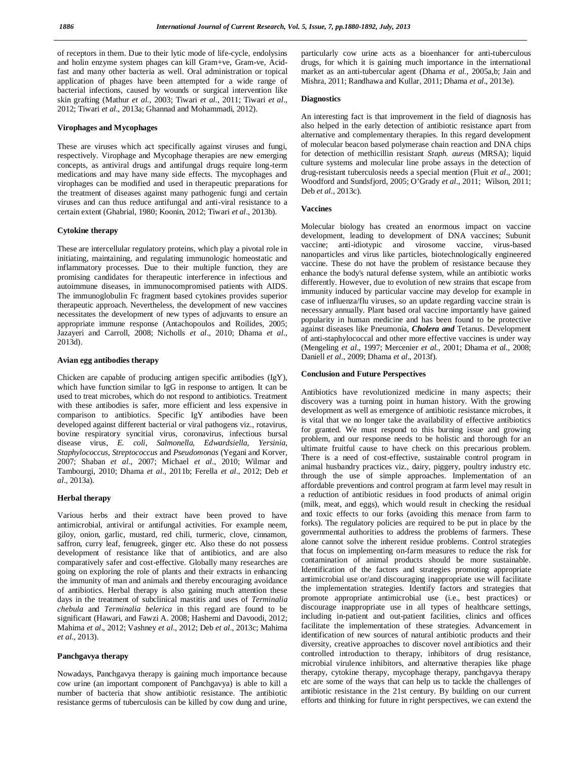of receptors in them. Due to their lytic mode of life-cycle, endolysins and holin enzyme system phages can kill Gram+ve, Gram-ve, Acid-fast and many other bacteria as well. Oral administration or topical application of phages have been attempted for a wide range of bacterial infections, caused by wounds or surgical intervention like skin grafting (Mathur *et al*., 2003; Tiwari *et al*., 2011; Tiwari *et al*., 2012; Tiwari *et al*., 2013a; Ghannad and Mohammadi, 2012).

### Virophages and Mycophages

These are viruses which act specifically against viruses and fungi, respectively. Virophage and Mycophage therapies are new emerging concepts, as antiviral drugs and antifungal drugs require long-term medications and may have many side effects. The mycophages and virophages can be modified and used in therapeutic preparations for the treatment of diseases against many pathogenic fungi and certain viruses and can thus reduce antifungal and anti-viral resistance to a certain extent (Ghabrial, 1980; Koonin, 2012; Tiwari *et al*., 2013b).

### Cytokine therapy

These are intercellular regulatory proteins, which play a pivotal role in initiating, maintaining, and regulating immunologic homeostatic and inflammatory processes. Due to their multiple function, they are promising candidates for therapeutic interference in infectious and autoimmune diseases, in immunocompromised patients with AIDS. The immunoglobulin Fc fragment based cytokines provides superior therapeutic approach. Nevertheless, the development of new vaccines necessitates the development of new types of adjuvants to ensure an appropriate immune response (Antachopoulos and Roilides, 2005; Jazayeri and Carroll, 2008; Nicholls *et al*., 2010; Dhama *et al*., 2013d).

### Avian egg antibodies therapy

Chicken are capable of producing antigen specific antibodies (IgY), which have function similar to IgG in response to antigen. It can be used to treat microbes, which do not respond to antibiotics. Treatment with these antibodies is safer, more efficient and less expensive in comparison to antibiotics. Specific IgY antibodies have been developed against different bacterial or viral pathogens viz., rotavirus, bovine respiratory syncitial virus, coronavirus, infectious bursal disease virus, *E. coli*, *Salmonella*, *Edwardsiella*, *Yersinia*, *Staphylococcus*, *Streptococcus* and *Pseudomonas* (Yegani and Korver, 2007; Shaban *et al*., 2007; Michael *et al*., 2010; Wilmar and Tambourgi, 2010; Dhama *et al*., 2011b; Ferella *et al*., 2012; Deb *et al*., 2013a).

### Herbal therapy

Various herbs and their extract have been proved to have antimicrobial, antiviral or antifungal activities. For example neem, giloy, onion, garlic, mustard, red chili, turmeric, clove, cinnamon, saffron, curry leaf, fenugreek, ginger etc. Also these do not possess development of resistance like that of antibiotics, and are also comparatively safer and cost-effective. Globally many researches are going on exploring the role of plants and their extracts in enhancing the immunity of man and animals and thereby encouraging avoidance of antibiotics. Herbal therapy is also gaining much attention these days in the treatment of subclinical mastitis and uses of *Terminalia chebula* and *Terminalia belerica* in this regard are found to be significant (Hawari, and Fawzi A. 2008; Hashemi and Davoodi, 2012; Mahima *et al*., 2012; Vashney *et al*., 2012; Deb *et al*., 2013c; Mahima *et al*., 2013).

### Panchgavya therapy

Nowadays, Panchgavya therapy is gaining much importance because cow urine (an important component of Panchgavya) is able to kill a number of bacteria that show antibiotic resistance. The antibiotic resistance germs of tuberculosis can be killed by cow dung and urine, particularly cow urine acts as a bioenhancer for anti-tuberculous drugs, for which it is gaining much importance in the international market as an anti-tubercular agent (Dhama *et al*., 2005a,b; Jain and Mishra, 2011; Randhawa and Kullar, 2011; Dhama *et al*., 2013e).

### Diagnostics

An interesting fact is that improvement in the field of diagnosis has also helped in the early detection of antibiotic resistance apart from alternative and complementary therapies. In this regard development of molecular beacon based polymerase chain reaction and DNA chips for detection of methicillin resistant *Staph. aureus* (MRSA); liquid culture systems and molecular line probe assays in the detection of drug-resistant tuberculosis needs a special mention (Fluit *et al*., 2001; Woodford and Sundsfjord, 2005; O'Grady *et al*., 2011; Wilson, 2011; Deb *et al*., 2013c).

### Vaccines

Molecular biology has created an enormous impact on vaccine development, leading to development of DNA vaccines; Subunit vaccine; anti-idiotypic and virosome vaccine, virus-based nanoparticles and virus like particles, biotechnologically engineered vaccine. These do not have the problem of resistance because they enhance the body's natural defense system, while an antibiotic works differently. However, due to evolution of new strains that escape from immunity induced by particular vaccine may develop for example in case of influenza/flu viruses, so an update regarding vaccine strain is necessary annually. Plant based oral vaccine importantly have gained popularity in human medicine and has been found to be protective against diseases like Pneumonia, ***Cholera and*** Tetanus. Development of anti-staphylococcal and other more effective vaccines is under way (Mengeling *et al*., 1997; Mercenier *et al*., 2001; Dhama *et al*., 2008; Daniell *et al*., 2009; Dhama *et al*., 2013f).

## Conclusion and Future Perspectives

Antibiotics have revolutionized medicine in many aspects; their discovery was a turning point in human history. With the growing development as well as emergence of antibiotic resistance microbes, it is vital that we no longer take the availability of effective antibiotics for granted. We must respond to this burning issue and growing problem, and our response needs to be holistic and thorough for an ultimate fruitful cause to have check on this precarious problem. There is a need of cost-effective, sustainable control program in animal husbandry practices viz., dairy, piggery, poultry industry etc. through the use of simple approaches. Implementation of an affordable preventions and control program at farm level may result in a reduction of antibiotic residues in food products of animal origin (milk, meat, and eggs), which would result in checking the residual and toxic effects to our forks (avoiding this menace from farm to forks). The regulatory policies are required to be put in place by the governmental authorities to address the problems of farmers. These alone cannot solve the inherent residue problems. Control strategies that focus on implementing on-farm measures to reduce the risk for contamination of animal products should be more sustainable. Identification of the factors and strategies promoting appropriate antimicrobial use or/and discouraging inappropriate use will facilitate the implementation strategies. Identify factors and strategies that promote appropriate antimicrobial use (i.e., best practices) or discourage inappropriate use in all types of healthcare settings, including in-patient and out-patient facilities, clinics and offices facilitate the implementation of these strategies. Advancement in identification of new sources of natural antibiotic products and their diversity, creative approaches to discover novel antibiotics and their controlled introduction to therapy, inhibitors of drug resistance, microbial virulence inhibitors, and alternative therapies like phage therapy, cytokine therapy, mycophage therapy, panchgavya therapy etc are some of the ways that can help us to tackle the challenges of antibiotic resistance in the 21st century. By building on our current efforts and thinking for future in right perspectives, we can extend the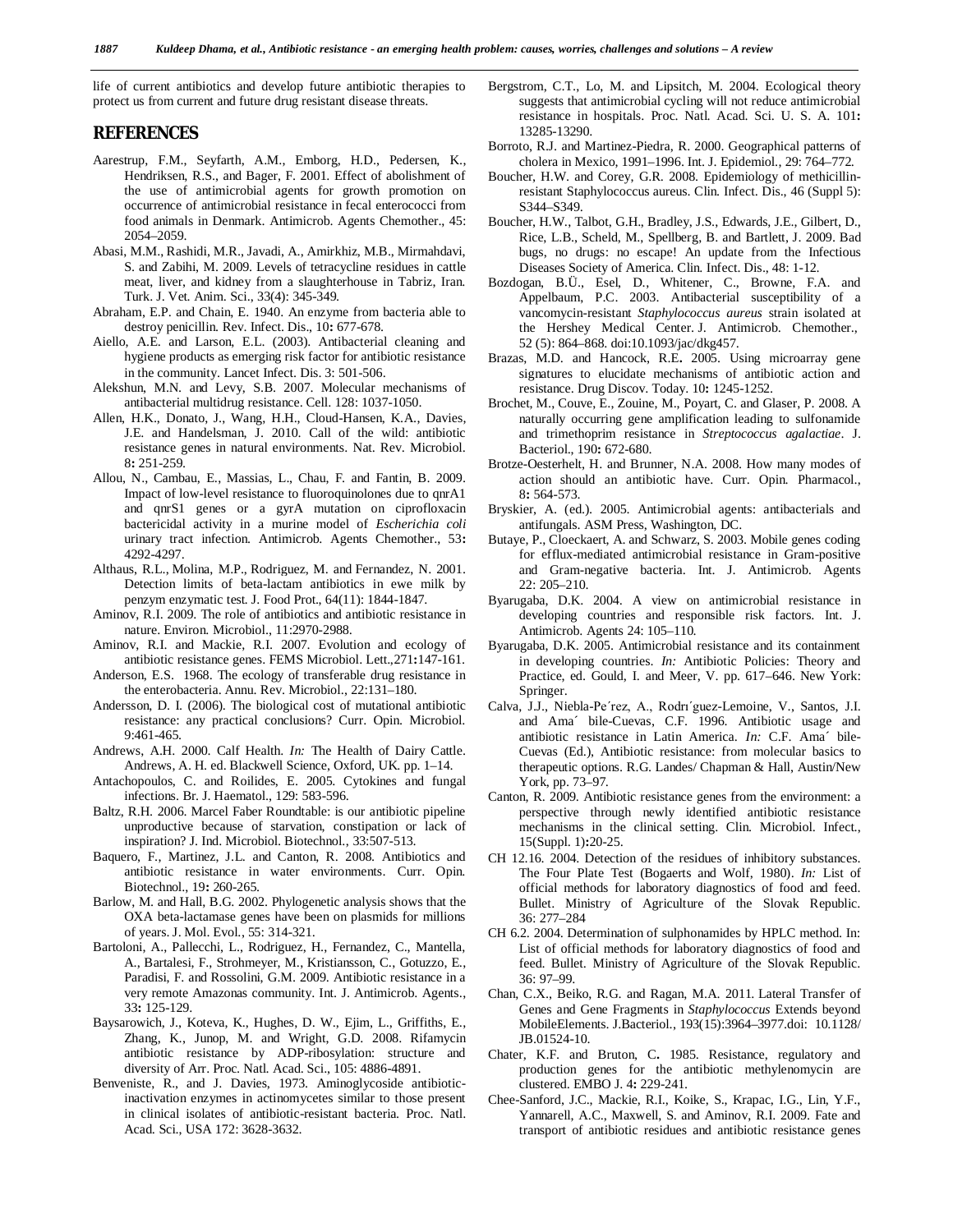life of current antibiotics and develop future antibiotic therapies to protect us from current and future drug resistant disease threats.

## REFERENCES

Aarestrup, F.M., Seyfarth, A.M., Emborg, H.D., Pedersen, K., Hendriksen, R.S., and Bager, F. 2001. Effect of abolishment of the use of antimicrobial agents for growth promotion on occurrence of antimicrobial resistance in fecal enterococci from food animals in Denmark. Antimicrob. Agents Chemother., 45: 2054–2059.

Abasi, M.M., Rashidi, M.R., Javadi, A., Amirkhiz, M.B., Mirmahdavi, S. and Zabihi, M. 2009. Levels of tetracycline residues in cattle meat, liver, and kidney from a slaughterhouse in Tabriz, Iran. Turk. J. Vet. Anim. Sci., 33(4): 345-349.

Abraham, E.P. and Chain, E. 1940. An enzyme from bacteria able to destroy penicillin. Rev. Infect. Dis., 10**:** 677-678.

Aiello, A.E. and Larson, E.L. (2003). Antibacterial cleaning and hygiene products as emerging risk factor for antibiotic resistance in the community. Lancet Infect. Dis. 3: 501-506.

Alekshun, M.N. and Levy, S.B. 2007. Molecular mechanisms of antibacterial multidrug resistance. Cell. 128: 1037-1050.

Allen, H.K., Donato, J., Wang, H.H., Cloud-Hansen, K.A., Davies, J.E. and Handelsman, J. 2010. Call of the wild: antibiotic resistance genes in natural environments. Nat. Rev. Microbiol. 8**:** 251-259.

Allou, N., Cambau, E., Massias, L., Chau, F. and Fantin, B. 2009. Impact of low-level resistance to fluoroquinolones due to qnrA1 and qnrS1 genes or a gyrA mutation on ciprofloxacin bactericidal activity in a murine model of *Escherichia coli* urinary tract infection. Antimicrob. Agents Chemother., 53**:** 4292-4297.

Althaus, R.L., Molina, M.P., Rodriguez, M. and Fernandez, N. 2001. Detection limits of beta-lactam antibiotics in ewe milk by penzym enzymatic test. J. Food Prot., 64(11): 1844-1847.

Aminov, R.I. 2009. The role of antibiotics and antibiotic resistance in nature. Environ. Microbiol., 11:2970-2988.

Aminov, R.I. and Mackie, R.I. 2007. Evolution and ecology of antibiotic resistance genes. FEMS Microbiol. Lett.,271**:**147-161.

Anderson, E.S. 1968. The ecology of transferable drug resistance in the enterobacteria. Annu. Rev. Microbiol., 22:131–180.

Andersson, D. I. (2006). The biological cost of mutational antibiotic resistance: any practical conclusions? Curr. Opin. Microbiol. 9:461-465.

Andrews, A.H. 2000. Calf Health. *In:* The Health of Dairy Cattle. Andrews, A. H. ed. Blackwell Science, Oxford, UK. pp. 1–14.

Antachopoulos, C. and Roilides, E. 2005. Cytokines and fungal infections. Br. J. Haematol., 129: 583-596.

Baltz, R.H. 2006. Marcel Faber Roundtable: is our antibiotic pipeline unproductive because of starvation, constipation or lack of inspiration? J. Ind. Microbiol. Biotechnol., 33:507-513.

Baquero, F., Martinez, J.L. and Canton, R. 2008. Antibiotics and antibiotic resistance in water environments. Curr. Opin. Biotechnol., 19**:** 260-265.

Barlow, M. and Hall, B.G. 2002. Phylogenetic analysis shows that the OXA beta-lactamase genes have been on plasmids for millions of years. J. Mol. Evol., 55: 314-321.

Bartoloni, A., Pallecchi, L., Rodriguez, H., Fernandez, C., Mantella, A., Bartalesi, F., Strohmeyer, M., Kristiansson, C., Gotuzzo, E., Paradisi, F. and Rossolini, G.M. 2009. Antibiotic resistance in a very remote Amazonas community. Int. J. Antimicrob. Agents., 33**:** 125-129.

Baysarowich, J., Koteva, K., Hughes, D. W., Ejim, L., Griffiths, E., Zhang, K., Junop, M. and Wright, G.D. 2008. Rifamycin antibiotic resistance by ADP-ribosylation: structure and diversity of Arr. Proc. Natl. Acad. Sci., 105: 4886-4891.

Benveniste, R., and J. Davies, 1973. Aminoglycoside antibiotic-inactivation enzymes in actinomycetes similar to those present in clinical isolates of antibiotic-resistant bacteria. Proc. Natl. Acad. Sci., USA 172: 3628-3632.

Bergstrom, C.T., Lo, M. and Lipsitch, M. 2004. Ecological theory suggests that antimicrobial cycling will not reduce antimicrobial resistance in hospitals. Proc. Natl. Acad. Sci. U. S. A. 101**:** 13285-13290.

Borroto, R.J. and Martinez-Piedra, R. 2000. Geographical patterns of cholera in Mexico, 1991–1996. Int. J. Epidemiol., 29: 764–772.

Boucher, H.W. and Corey, G.R. 2008. Epidemiology of methicillin-resistant Staphylococcus aureus. Clin. Infect. Dis., 46 (Suppl 5): S344–S349.

Boucher, H.W., Talbot, G.H., Bradley, J.S., Edwards, J.E., Gilbert, D., Rice, L.B., Scheld, M., Spellberg, B. and Bartlett, J. 2009. Bad bugs, no drugs: no escape! An update from the Infectious Diseases Society of America. Clin. Infect. Dis., 48: 1-12.

Bozdogan, B.Ü., Esel, D., Whitener, C., Browne, F.A. and Appelbaum, P.C. 2003. Antibacterial susceptibility of a vancomycin-resistant *Staphylococcus aureus* strain isolated at the Hershey Medical Center. J. Antimicrob. Chemother., 52 (5): 864–868. doi:10.1093/jac/dkg457.

Brazas, M.D. and Hancock, R.E**.** 2005. Using microarray gene signatures to elucidate mechanisms of antibiotic action and resistance. Drug Discov. Today. 10**:** 1245-1252.

Brochet, M., Couve, E., Zouine, M., Poyart, C. and Glaser, P. 2008. A naturally occurring gene amplification leading to sulfonamide and trimethoprim resistance in *Streptococcus agalactiae*. J. Bacteriol., 190**:** 672-680.

Brotze-Oesterhelt, H. and Brunner, N.A. 2008. How many modes of action should an antibiotic have. Curr. Opin. Pharmacol., 8**:** 564-573.

Bryskier, A. (ed.). 2005. Antimicrobial agents: antibacterials and antifungals. ASM Press, Washington, DC.

Butaye, P., Cloeckaert, A. and Schwarz, S. 2003. Mobile genes coding for efflux-mediated antimicrobial resistance in Gram-positive and Gram-negative bacteria. Int. J. Antimicrob. Agents 22: 205–210.

Byarugaba, D.K. 2004. A view on antimicrobial resistance in developing countries and responsible risk factors. Int. J. Antimicrob. Agents 24: 105–110.

Byarugaba, D.K. 2005. Antimicrobial resistance and its containment in developing countries. *In:* Antibiotic Policies: Theory and Practice, ed. Gould, I. and Meer, V. pp. 617–646. New York: Springer.

Calva, J.J., Niebla-Pe´rez, A., Rodrı´guez-Lemoine, V., Santos, J.I. and Ama´ bile-Cuevas, C.F. 1996. Antibiotic usage and antibiotic resistance in Latin America. *In:* C.F. Ama´ bile-Cuevas (Ed.), Antibiotic resistance: from molecular basics to therapeutic options. R.G. Landes/ Chapman & Hall, Austin/New York, pp. 73–97.

Canton, R. 2009. Antibiotic resistance genes from the environment: a perspective through newly identified antibiotic resistance mechanisms in the clinical setting. Clin. Microbiol. Infect., 15(Suppl. 1)**:**20-25.

CH 12.16. 2004. Detection of the residues of inhibitory substances. The Four Plate Test (Bogaerts and Wolf, 1980). *In:* List of official methods for laboratory diagnostics of food and feed. Bullet. Ministry of Agriculture of the Slovak Republic. 36: 277–284

CH 6.2. 2004. Determination of sulphonamides by HPLC method. In: List of official methods for laboratory diagnostics of food and feed. Bullet. Ministry of Agriculture of the Slovak Republic. 36: 97–99.

Chan, C.X., Beiko, R.G. and Ragan, M.A. 2011. Lateral Transfer of Genes and Gene Fragments in *Staphylococcus* Extends beyond MobileElements. J.Bacteriol., 193(15):3964–3977.doi: 10.1128/ JB.01524-10.

Chater, K.F. and Bruton, C**.** 1985. Resistance, regulatory and production genes for the antibiotic methylenomycin are clustered. EMBO J. 4**:** 229-241.

Chee-Sanford, J.C., Mackie, R.I., Koike, S., Krapac, I.G., Lin, Y.F., Yannarell, A.C., Maxwell, S. and Aminov, R.I. 2009. Fate and transport of antibiotic residues and antibiotic resistance genes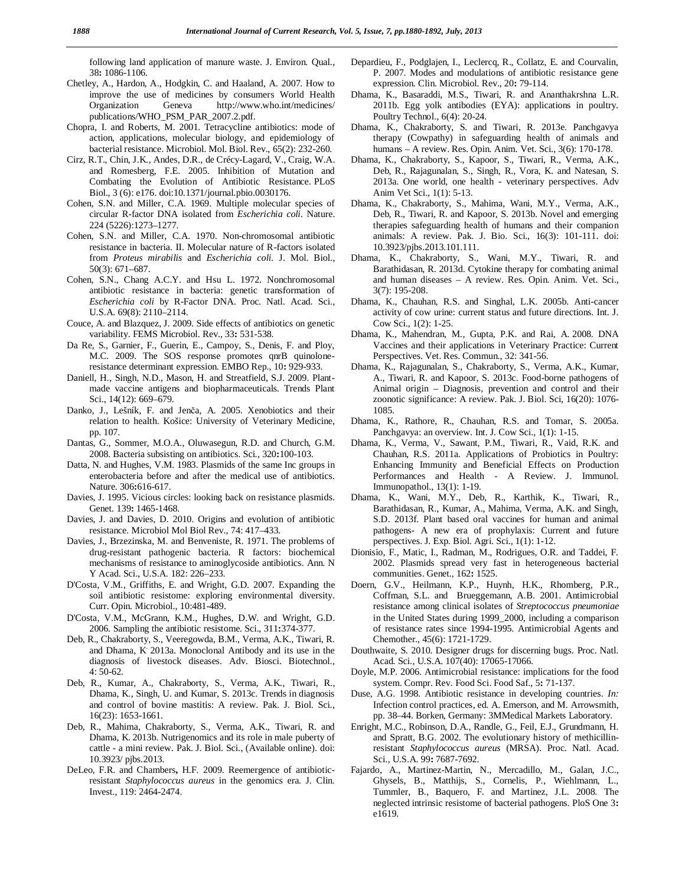following land application of manure waste. J. Environ. Qual., 38**:** 1086-1106.

Chetley, A., Hardon, A., Hodgkin, C. and Haaland, A. 2007. How to improve the use of medicines by consumers World Health Organization Geneva http://www.who.int/medicines/publications/WHO_PSM_PAR_2007.2.pdf.

Chopra, I. and Roberts, M. 2001. Tetracycline antibiotics: mode of action, applications, molecular biology, and epidemiology of bacterial resistance. Microbiol. Mol. Biol. Rev., 65(2): 232-260.

Cirz, R.T., Chin, J.K., Andes, D.R., de Crécy-Lagard, V., Craig, W.A. and Romesberg, F.E. 2005. Inhibition of Mutation and Combating the Evolution of Antibiotic Resistance. PLoS Biol., 3 (6): e176. doi:10.1371/journal.pbio.0030176.

Cohen, S.N. and Miller, C.A. 1969. Multiple molecular species of circular R-factor DNA isolated from *Escherichia coli*. Nature. 224 (5226):1273–1277.

Cohen, S.N. and Miller, C.A. 1970. Non-chromosomal antibiotic resistance in bacteria. II. Molecular nature of R-factors isolated from *Proteus mirabilis* and *Escherichia coli.* J. Mol. Biol., 50(3): 671–687.

Cohen, S.N., Chang A.C.Y. and Hsu L. 1972. Nonchromosomal antibiotic resistance in bacteria: genetic transformation of *Escherichia coli* by R-Factor DNA. Proc. Natl. Acad. Sci., U.S.A. 69(8): 2110–2114.

Couce, A. and Blazquez, J. 2009. Side effects of antibiotics on genetic variability. FEMS Microbiol. Rev., 33**:** 531-538.

Da Re, S., Garnier, F., Guerin, E., Campoy, S., Denis, F. and Ploy, M.C. 2009. The SOS response promotes qnrB quinolone-resistance determinant expression. EMBO Rep., 10**:** 929-933.

Daniell, H., Singh, N.D., Mason, H. and Streatfield, S.J. 2009. Plant-made vaccine antigens and biopharmaceuticals. Trends Plant Sci., 14(12): 669–679.

Danko, J., Lešník, F. and Jenča, A. 2005. Xenobiotics and their relation to health. Košice: University of Veterinary Medicine, pp. 107.

Dantas, G., Sommer, M.O.A., Oluwasegun, R.D. and Church, G.M. 2008. Bacteria subsisting on antibiotics. Sci., 320**:**100-103.

Datta, N. and Hughes, V.M. 1983. Plasmids of the same Inc groups in enterobacteria before and after the medical use of antibiotics. Nature. 306**:**616-617.

Davies, J. 1995. Vicious circles: looking back on resistance plasmids. Genet. 139**:** 1465-1468.

Davies, J. and Davies, D. 2010. Origins and evolution of antibiotic resistance. Microbiol Mol Biol Rev., 74: 417–433.

Davies, J., Brzezinska, M. and Benveniste, R. 1971. The problems of drug-resistant pathogenic bacteria. R factors: biochemical mechanisms of resistance to aminoglycoside antibiotics. Ann. N Y Acad. Sci., U.S.A. 182: 226–233.

D'Costa, V.M., Griffiths, E. and Wright, G.D. 2007. Expanding the soil antibiotic resistome: exploring environmental diversity. Curr. Opin. Microbiol., 10:481-489.

D'Costa, V.M., McGrann, K.M., Hughes, D.W. and Wright, G.D. 2006. Sampling the antibiotic resistome. Sci., 311**:**374-377.

Deb, R., Chakraborty, S., Veeregowda, B.M., Verma, A.K., Tiwari, R. and Dhama, K. 2013a. Monoclonal Antibody and its use in the diagnosis of livestock diseases. Adv. Biosci. Biotechnol., 4: 50-62.

Deb, R., Kumar, A., Chakraborty, S., Verma, A.K., Tiwari, R., Dhama, K., Singh, U. and Kumar, S. 2013c. Trends in diagnosis and control of bovine mastitis: A review. Pak. J. Biol. Sci., 16(23): 1653-1661.

Deb, R., Mahima, Chakraborty, S., Verma, A.K., Tiwari, R. and Dhama, K. 2013b. Nutrigenomics and its role in male puberty of cattle - a mini review. Pak. J. Biol. Sci., (Available online). doi: 10.3923/ pjbs.2013.

DeLeo, F.R. and Chambers**,** H.F. 2009. Reemergence of antibiotic-resistant *Staphylococcus aureus* in the genomics era. J. Clin. Invest., 119: 2464-2474.

Depardieu, F., Podglajen, I., Leclercq, R., Collatz, E. and Courvalin, P. 2007. Modes and modulations of antibiotic resistance gene expression. Clin. Microbiol. Rev., 20**:** 79-114.

Dhama, K., Basaraddi, M.S., Tiwari, R. and Ananthakrshna L.R. 2011b. Egg yolk antibodies (EYA): applications in poultry. Poultry Technol., 6(4): 20-24.

Dhama, K., Chakraborty, S. and Tiwari, R. 2013e. Panchgavya therapy (Cowpathy) in safeguarding health of animals and humans – A review. Res. Opin. Anim. Vet. Sci., 3(6): 170-178.

Dhama, K., Chakraborty, S., Kapoor, S., Tiwari, R., Verma, A.K., Deb, R., Rajagunalan, S., Singh, R., Vora, K. and Natesan, S. 2013a. One world, one health - veterinary perspectives. Adv Anim Vet Sci., 1(1): 5-13.

Dhama, K., Chakraborty, S., Mahima, Wani, M.Y., Verma, A.K., Deb, R., Tiwari, R. and Kapoor, S. 2013b. Novel and emerging therapies safeguarding health of humans and their companion animals: A review. Pak. J. Bio. Sci., 16(3): 101-111. doi: 10.3923/pjbs.2013.101.111.

Dhama, K., Chakraborty, S., Wani, M.Y., Tiwari, R. and Barathidasan, R. 2013d. Cytokine therapy for combating animal and human diseases – A review. Res. Opin. Anim. Vet. Sci., 3(7): 195-208.

Dhama, K., Chauhan, R.S. and Singhal, L.K. 2005b. Anti-cancer activity of cow urine: current status and future directions. Int. J. Cow Sci., 1(2): 1-25.

Dhama, K., Mahendran, M., Gupta, P.K. and Rai, A. 2008. DNA Vaccines and their applications in Veterinary Practice: Current Perspectives. Vet. Res. Commun., 32: 341-56.

Dhama, K., Rajagunalan, S., Chakraborty, S., Verma, A.K., Kumar, A., Tiwari, R. and Kapoor, S. 2013c. Food-borne pathogens of Animal origin – Diagnosis, prevention and control and their zoonotic significance: A review. Pak. J. Biol. Sci, 16(20): 1076-1085.

Dhama, K., Rathore, R., Chauhan, R.S. and Tomar, S. 2005a. Panchgavya: an overview. Int. J. Cow Sci., 1(1): 1-15.

Dhama, K., Verma, V., Sawant, P.M., Tiwari, R., Vaid, R.K. and Chauhan, R.S. 2011a. Applications of Probiotics in Poultry: Enhancing Immunity and Beneficial Effects on Production Performances and Health - A Review. J. Immunol. Immunopathol., 13(1): 1-19.

Dhama, K., Wani, M.Y., Deb, R., Karthik, K., Tiwari, R., Barathidasan, R., Kumar, A., Mahima, Verma, A.K. and Singh, S.D. 2013f. Plant based oral vaccines for human and animal pathogens- A new era of prophylaxis: Current and future perspectives. J. Exp. Biol. Agri. Sci., 1(1): 1-12.

Dionisio, F., Matic, I., Radman, M., Rodrigues, O.R. and Taddei, F. 2002. Plasmids spread very fast in heterogeneous bacterial communities. Genet., 162**:** 1525.

Doern, G.V., Heilmann, K.P., Huynh, H.K., Rhomberg, P.R., Coffman, S.L. and Brueggemann, A.B. 2001. Antimicrobial resistance among clinical isolates of *Streptococcus pneumoniae* in the United States during 1999_2000, including a comparison of resistance rates since 1994-1995. Antimicrobial Agents and Chemother., 45(6): 1721-1729.

Douthwaite, S. 2010. Designer drugs for discerning bugs. Proc. Natl. Acad. Sci., U.S.A. 107(40): 17065-17066.

Doyle, M.P. 2006. Antimicrobial resistance: implications for the food system. Compr. Rev. Food Sci. Food Saf., 5**:** 71-137.

Duse, A.G. 1998. Antibiotic resistance in developing countries. *In:* Infection control practices, ed. A. Emerson, and M. Arrowsmith, pp. 38–44. Borken, Germany: 3MMedical Markets Laboratory.

Enright, M.C., Robinson, D.A., Randle, G., Feil, E.J., Grundmann, H. and Spratt, B.G. 2002. The evolutionary history of methicillin-resistant *Staphylococcus aureus* (MRSA). Proc. Natl. Acad. Sci., U.S.A. 99**:** 7687-7692.

Fajardo, A., Martinez-Martin, N., Mercadillo, M., Galan, J.C., Ghysels, B., Matthijs, S., Cornelis, P., Wiehlmann, L., Tummler, B., Baquero, F. and Martinez, J.L. 2008. The neglected intrinsic resistome of bacterial pathogens. PloS One 3**:** e1619.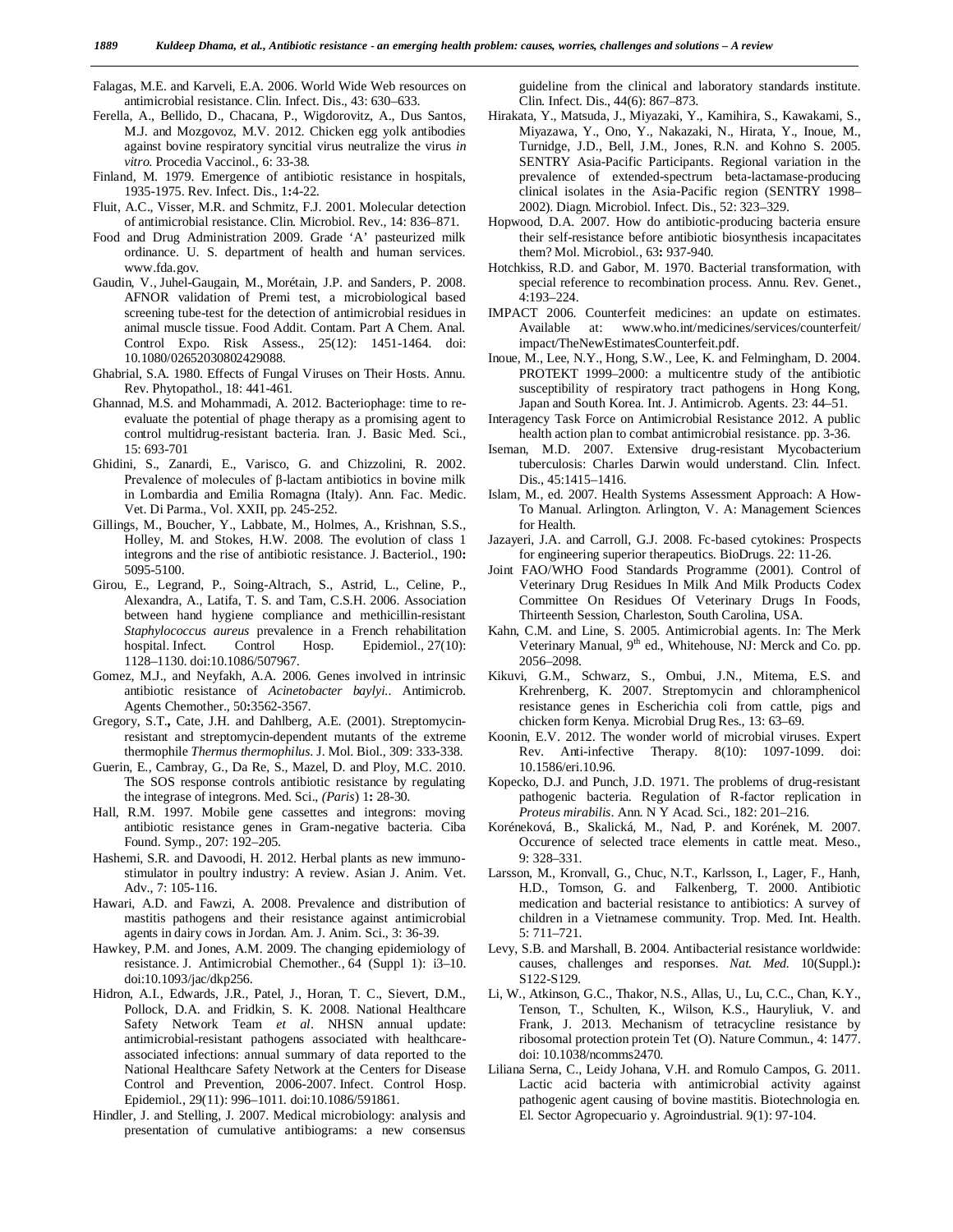Falagas, M.E. and Karveli, E.A. 2006. World Wide Web resources on antimicrobial resistance. Clin. Infect. Dis., 43: 630–633.

Ferella, A., Bellido, D., Chacana, P., Wigdorovitz, A., Dus Santos, M.J. and Mozgovoz, M.V. 2012. Chicken egg yolk antibodies against bovine respiratory syncitial virus neutralize the virus *in vitro*. Procedia Vaccinol., 6: 33-38.

Finland, M. 1979. Emergence of antibiotic resistance in hospitals, 1935-1975. Rev. Infect. Dis., 1**:**4-22.

Fluit, A.C., Visser, M.R. and Schmitz, F.J. 2001. Molecular detection of antimicrobial resistance. Clin. Microbiol. Rev., 14: 836–871.

Food and Drug Administration 2009. Grade 'A' pasteurized milk ordinance. U. S. department of health and human services. www.fda.gov.

Gaudin, V., Juhel-Gaugain, M., Morétain, J.P. and Sanders, P. 2008. AFNOR validation of Premi test, a microbiological based screening tube-test for the detection of antimicrobial residues in animal muscle tissue. Food Addit. Contam. Part A Chem. Anal. Control Expo. Risk Assess., 25(12): 1451-1464. doi: 10.1080/02652030802429088.

Ghabrial, S.A. 1980. Effects of Fungal Viruses on Their Hosts. Annu. Rev. Phytopathol., 18: 441-461.

Ghannad, M.S. and Mohammadi, A. 2012. Bacteriophage: time to re-evaluate the potential of phage therapy as a promising agent to control multidrug-resistant bacteria. Iran. J. Basic Med. Sci., 15: 693-701

Ghidini, S., Zanardi, E., Varisco, G. and Chizzolini, R. 2002. Prevalence of molecules of β-lactam antibiotics in bovine milk in Lombardia and Emilia Romagna (Italy). Ann. Fac. Medic. Vet. Di Parma., Vol. XXII, pp. 245-252.

Gillings, M., Boucher, Y., Labbate, M., Holmes, A., Krishnan, S.S., Holley, M. and Stokes, H.W. 2008. The evolution of class 1 integrons and the rise of antibiotic resistance. J. Bacteriol., 190**:** 5095-5100.

Girou, E., Legrand, P., Soing-Altrach, S., Astrid, L., Celine, P., Alexandra, A., Latifa, T. S. and Tam, C.S.H. 2006. Association between hand hygiene compliance and methicillin-resistant *Staphylococcus aureus* prevalence in a French rehabilitation hospital. Infect. Control Hosp. Epidemiol., 27(10): 1128–1130. doi:10.1086/507967.

Gomez, M.J., and Neyfakh, A.A. 2006. Genes involved in intrinsic antibiotic resistance of *Acinetobacter baylyi.*. Antimicrob. Agents Chemother., 50**:**3562-3567.

Gregory, S.T.**,** Cate, J.H. and Dahlberg, A.E. (2001). Streptomycin-resistant and streptomycin-dependent mutants of the extreme thermophile *Thermus thermophilus*. J. Mol. Biol., 309: 333-338.

Guerin, E., Cambray, G., Da Re, S., Mazel, D. and Ploy, M.C. 2010. The SOS response controls antibiotic resistance by regulating the integrase of integrons. Med. Sci., *(Paris*) 1**:** 28-30.

Hall, R.M. 1997. Mobile gene cassettes and integrons: moving antibiotic resistance genes in Gram-negative bacteria. Ciba Found. Symp., 207: 192–205.

Hashemi, S.R. and Davoodi, H. 2012. Herbal plants as new immuno-stimulator in poultry industry: A review. Asian J. Anim. Vet. Adv., 7: 105-116.

Hawari, A.D. and Fawzi, A. 2008. Prevalence and distribution of mastitis pathogens and their resistance against antimicrobial agents in dairy cows in Jordan. Am. J. Anim. Sci., 3: 36-39.

Hawkey, P.M. and Jones, A.M. 2009. The changing epidemiology of resistance. J. Antimicrobial Chemother., 64 (Suppl 1): i3–10. doi:10.1093/jac/dkp256.

Hidron, A.I., Edwards, J.R., Patel, J., Horan, T. C., Sievert, D.M., Pollock, D.A. and Fridkin, S. K. 2008. National Healthcare Safety Network Team *et al*. NHSN annual update: antimicrobial-resistant pathogens associated with healthcare-associated infections: annual summary of data reported to the National Healthcare Safety Network at the Centers for Disease Control and Prevention, 2006-2007. Infect. Control Hosp. Epidemiol., 29(11): 996–1011. doi:10.1086/591861.

Hindler, J. and Stelling, J. 2007. Medical microbiology: analysis and presentation of cumulative antibiograms: a new consensus guideline from the clinical and laboratory standards institute. Clin. Infect. Dis., 44(6): 867–873.

Hirakata, Y., Matsuda, J., Miyazaki, Y., Kamihira, S., Kawakami, S., Miyazawa, Y., Ono, Y., Nakazaki, N., Hirata, Y., Inoue, M., Turnidge, J.D., Bell, J.M., Jones, R.N. and Kohno S. 2005. SENTRY Asia-Pacific Participants. Regional variation in the prevalence of extended-spectrum beta-lactamase-producing clinical isolates in the Asia-Pacific region (SENTRY 1998–2002). Diagn. Microbiol. Infect. Dis., 52: 323–329.

Hopwood, D.A. 2007. How do antibiotic-producing bacteria ensure their self-resistance before antibiotic biosynthesis incapacitates them? Mol. Microbiol., 63**:** 937-940.

Hotchkiss, R.D. and Gabor, M. 1970. Bacterial transformation, with special reference to recombination process. Annu. Rev. Genet., 4:193–224.

IMPACT 2006. Counterfeit medicines: an update on estimates. Available at: www.who.int/medicines/services/counterfeit/impact/TheNewEstimatesCounterfeit.pdf.

Inoue, M., Lee, N.Y., Hong, S.W., Lee, K. and Felmingham, D. 2004. PROTEKT 1999–2000: a multicentre study of the antibiotic susceptibility of respiratory tract pathogens in Hong Kong, Japan and South Korea. Int. J. Antimicrob. Agents. 23: 44–51.

Interagency Task Force on Antimicrobial Resistance 2012. A public health action plan to combat antimicrobial resistance. pp. 3-36.

Iseman, M.D. 2007. Extensive drug-resistant Mycobacterium tuberculosis: Charles Darwin would understand. Clin. Infect. Dis., 45:1415–1416.

Islam, M., ed. 2007. Health Systems Assessment Approach: A How-To Manual. Arlington. Arlington, V. A: Management Sciences for Health.

Jazayeri, J.A. and Carroll, G.J. 2008. Fc-based cytokines: Prospects for engineering superior therapeutics. BioDrugs. 22: 11-26.

Joint FAO/WHO Food Standards Programme (2001). Control of Veterinary Drug Residues In Milk And Milk Products Codex Committee On Residues Of Veterinary Drugs In Foods, Thirteenth Session, Charleston, South Carolina, USA.

Kahn, C.M. and Line, S. 2005. Antimicrobial agents. In: The Merk Veterinary Manual, 9th ed., Whitehouse, NJ: Merck and Co. pp. 2056–2098.

Kikuvi, G.M., Schwarz, S., Ombui, J.N., Mitema, E.S. and Krehrenberg, K. 2007. Streptomycin and chloramphenicol resistance genes in Escherichia coli from cattle, pigs and chicken form Kenya. Microbial Drug Res., 13: 63–69.

Koonin, E.V. 2012. The wonder world of microbial viruses. Expert Rev. Anti-infective Therapy. 8(10): 1097-1099. doi: 10.1586/eri.10.96.

Kopecko, D.J. and Punch, J.D. 1971. The problems of drug-resistant pathogenic bacteria. Regulation of R-factor replication in *Proteus mirabilis*. Ann. N Y Acad. Sci., 182: 201–216.

Koréneková, B., Skalická, M., Nad, P. and Korének, M. 2007. Occurence of selected trace elements in cattle meat. Meso., 9: 328–331.

Larsson, M., Kronvall, G., Chuc, N.T., Karlsson, I., Lager, F., Hanh, H.D., Tomson, G. and Falkenberg, T. 2000. Antibiotic medication and bacterial resistance to antibiotics: A survey of children in a Vietnamese community. Trop. Med. Int. Health. 5: 711–721.

Levy, S.B. and Marshall, B. 2004. Antibacterial resistance worldwide: causes, challenges and responses. *Nat. Med.* 10(Suppl.)**:** S122-S129.

Li, W., Atkinson, G.C., Thakor, N.S., Allas, U., Lu, C.C., Chan, K.Y., Tenson, T., Schulten, K., Wilson, K.S., Hauryliuk, V. and Frank, J. 2013. Mechanism of tetracycline resistance by ribosomal protection protein Tet (O). Nature Commun., 4: 1477. doi: 10.1038/ncomms2470.

Liliana Serna, C., Leidy Johana, V.H. and Romulo Campos, G. 2011. Lactic acid bacteria with antimicrobial activity against pathogenic agent causing of bovine mastitis. Biotechnologia en. El. Sector Agropecuario y. Agroindustrial. 9(1): 97-104.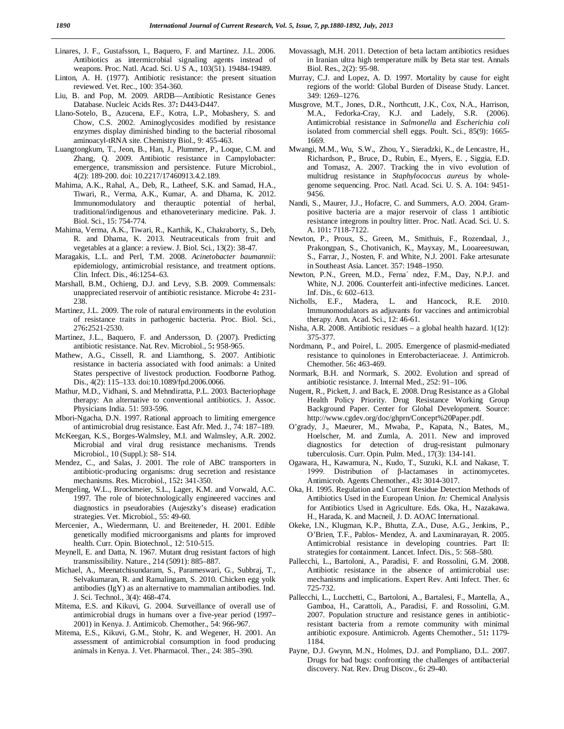Linares, J. F., Gustafsson, I., Baquero, F. and Martinez. J.L. 2006. Antibiotics as intermicrobial signaling agents instead of weapons. Proc. Natl. Acad. Sci. U S A., 103(51). 19484-19489.

Linton, A. H. (1977). Antibiotic resistance: the present situation reviewed. Vet. Rec., 100: 354-360.

Liu, B. and Pop, M. 2009. ARDB—Antibiotic Resistance Genes Database. Nucleic Acids Res. 37**:** D443-D447.

Llano-Sotelo, B., Azucena, E.F., Kotra, L.P., Mobashery, S. and Chow, C.S. 2002. Aminoglycosides modified by resistance enzymes display diminished binding to the bacterial ribosomal aminoacyl-tRNA site. Chemistry Biol., 9: 455-463.

Luangtongkum, T., Jeon, B., Han, J., Plummer, P., Loque, C.M. and Zhang, Q. 2009. Antibiotic resistance in Campylobacter: emergence, transmission and persistence. Future Microbiol., 4(2): 189-200. doi: 10.2217/17460913.4.2.189.

Mahima, A.K., Rahal, A., Deb, R., Latheef, S.K. and Samad, H.A., Tiwari, R., Verma, A.K., Kumar, A. and Dhama, K. 2012. Immunomodulatory and therauptic potential of herbal, traditional/indigenous and ethanoveterinary medicine. Pak. J. Biol. Sci., 15: 754-774.

Mahima, Verma, A.K., Tiwari, R., Karthik, K., Chakraborty, S., Deb, R. and Dhama, K. 2013. Neutraceuticals from fruit and vegetables at a glance: a review. J. Biol. Sci., 13(2): 38-47.

Maragakis, L.L. and Perl, T.M. 2008. *Acinetobacter baumannii*: epidemiology, antimicrobial resistance, and treatment options. Clin. Infect. Dis., 46:1254–63.

Marshall, B.M., Ochieng, D.J. and Levy, S.B. 2009. Commensals: unappreciated reservoir of antibiotic resistance. Microbe 4**:** 231-238.

Martinez, J.L. 2009. The role of natural environments in the evolution of resistance traits in pathogenic bacteria. Proc. Biol. Sci., 276**:**2521-2530.

Martinez, J.L., Baquero, F. and Andersson, D. (2007). Predicting antibiotic resistance. Nat. Rev. Microbiol., 5**:** 958-965.

Mathew, A.G., Cissell, R. and Liamthong, S. 2007. Antibiotic resistance in bacteria associated with food animals: a United States perspective of livestock production. Foodborne Pathog. Dis., 4(2): 115–133. doi:10.1089/fpd.2006.0066.

Mathur, M.D., Vidhani, S. and Mehndiratta, P.L. 2003. Bacteriophage therapy: An alternative to conventional antibiotics. J. Assoc. Physicians India. 51: 593-596.

Mbori-Ngacha, D.N. 1997. Rational approach to limiting emergence of antimicrobial drug resistance. East Afr. Med. J., 74: 187–189.

McKeegan, K.S., Borges-Walmsley, M.I. and Walmsley, A.R. 2002. Microbial and viral drug resistance mechanisms. Trends Microbiol., 10 (Suppl.): S8- S14.

Mendez, C., and Salas, J. 2001. The role of ABC transporters in antibiotic-producing organisms: drug secretion and resistance mechanisms. Res. Microbiol., 152**:** 341-350.

Mengeling, W.L., Brockmeier, S.L., Lager, K.M. and Vorwald, A.C. 1997. The role of biotechnologically engineered vaccines and diagnostics in pseudorabies (Aujeszky's disease) eradication strategies. Vet. Microbiol., 55: 49-60.

Mercenier, A., Wiedermann, U. and Breiteneder, H. 2001. Edible genetically modified microorganisms and plants for improved health. Curr. Opin. Biotechnol., 12: 510-515.

Meynell, E. and Datta, N. 1967. Mutant drug resistant factors of high transmissibility. Nature., 214 (5091): 885–887.

Michael, A., Meenatchisundaram, S., Parameswari, G., Subbraj, T., Selvakumaran, R. and Ramalingam, S. 2010. Chicken egg yolk antibodies (IgY) as an alternative to mammalian antibodies. Ind. J. Sci. Technol., 3(4): 468-474.

Mitema, E.S. and Kikuvi, G. 2004. Surveillance of overall use of antimicrobial drugs in humans over a five-year period (1997–2001) in Kenya. J. Antimicob. Chemother., 54: 966-967.

Mitema, E.S., Kikuvi, G.M., Stohr, K. and Wegener, H. 2001. An assessment of antimicrobial consumption in food producing animals in Kenya. J. Vet. Pharmacol. Ther., 24: 385–390.

Movassagh, M.H. 2011. Detection of beta lactam antibiotics residues in Iranian ultra high temperature milk by Beta star test. Annals Biol. Res., 2(2): 95-98.

Murray, C.J. and Lopez, A. D. 1997. Mortality by cause for eight regions of the world: Global Burden of Disease Study. Lancet. 349: 1269–1276.

Musgrove, M.T., Jones, D.R., Northcutt, J.K., Cox, N.A., Harrison, M.A., Fedorka-Cray, K.J. and Ladely, S.R. (2006). Antimicrobial resistance in *Salmonella* and *Escherichia coli* isolated from commercial shell eggs. Poult. Sci., 85(9): 1665-1669.

Mwangi, M.M., Wu, S.W., Zhou, Y., Sieradzki, K., de Lencastre, H., Richardson, P., Bruce, D., Rubin, E., Myers, E. , Siggia, E.D. and Tomasz, A. 2007. Tracking the in vivo evolution of multidrug resistance in *Staphylococcus aureus* by whole-genome sequencing. Proc. Natl. Acad. Sci. U. S. A. 104: 9451-9456.

Nandi, S., Maurer, J.J., Hofacre, C. and Summers, A.O. 2004. Gram-positive bacteria are a major reservoir of class 1 antibiotic resistance integrons in poultry litter. Proc. Natl. Acad. Sci. U. S. A. 101**:** 7118-7122.

Newton, P., Proux, S., Green, M., Smithuis, F., Rozendaal, J., Prakongpan, S., Chotivanich, K., Mayxay, M., Looareesuwan, S., Farrar, J., Nosten, F. and White, N.J. 2001. Fake artesunate in Southeast Asia. Lancet. 357: 1948–1950.

Newton, P.N., Green, M.D., Ferna´ ndez, F.M., Day, N.P.J. and White, N.J. 2006. Counterfeit anti-infective medicines. Lancet. Inf. Dis., 6: 602–613.

Nicholls, E.F., Madera, L. and Hancock, R.E. 2010. Immunomodulators as adjuvants for vaccines and antimicrobial therapy. Ann. Acad. Sci., 12: 46-61.

Nisha, A.R. 2008. Antibiotic residues – a global health hazard. 1(12): 375-377.

Nordmann, P., and Poirel, L. 2005. Emergence of plasmid-mediated resistance to quinolones in Enterobacteriaceae. J. Antimicrob. Chemother. 56**:** 463-469.

Normark, B.H. and Normark, S. 2002. Evolution and spread of antibiotic resistance. J. Internal Med., 252: 91–106.

Nugent, R., Pickett, J. and Back, E. 2008. Drug Resistance as a Global Health Policy Priority. Drug Resistance Working Group Background Paper. Center for Global Development. Source: http://www.cgdev.org/doc/ghprn/Concept%20Paper.pdf.

O'grady, J., Maeurer, M., Mwaba, P., Kapata, N., Bates, M., Hoelscher, M. and Zumla, A. 2011. New and improved diagnostics for detection of drug-resistant pulmonary tuberculosis. Curr. Opin. Pulm. Med., 17(3): 134-141.

Ogawara, H., Kawamura, N., Kudo, T., Suzuki, K.I. and Nakase, T. 1999. Distribution of β-lactamases in actinomycetes. Antimicrob. Agents Chemother., 43**:** 3014-3017.

Oka, H. 1995. Regulation and Current Residue Detection Methods of Antibiotics Used in the European Union. *In:* Chemical Analysis for Antibiotics Used in Agriculture. Eds. Oka, H., Nazakawa. H., Harada, K. and Macneil, J. D. AOAC International.

Okeke, I.N., Klugman, K.P., Bhutta, Z.A., Duse, A.G., Jenkins, P., O'Brien, T.F., Pablos- Mendez, A. and Laxminarayan, R. 2005. Antimicrobial resistance in developing countries. Part II: strategies for containment. Lancet. Infect. Dis., 5: 568–580.

Pallecchi, L., Bartoloni, A., Paradisi, F. and Rossolini, G.M. 2008. Antibiotic resistance in the absence of antimicrobial use: mechanisms and implications. Expert Rev. Anti Infect. Ther. 6**:** 725-732.

Pallecchi, L., Lucchetti, C., Bartoloni, A., Bartalesi, F., Mantella, A., Gamboa, H., Carattoli, A., Paradisi, F. and Rossolini, G.M. 2007. Population structure and resistance genes in antibiotic-resistant bacteria from a remote community with minimal antibiotic exposure. Antimicrob. Agents Chemother., 51**:** 1179-1184.

Payne, D.J. Gwynn, M.N., Holmes, D.J. and Pompliano, D.L. 2007. Drugs for bad bugs: confronting the challenges of antibacterial discovery. Nat. Rev. Drug Discov., 6**:** 29-40.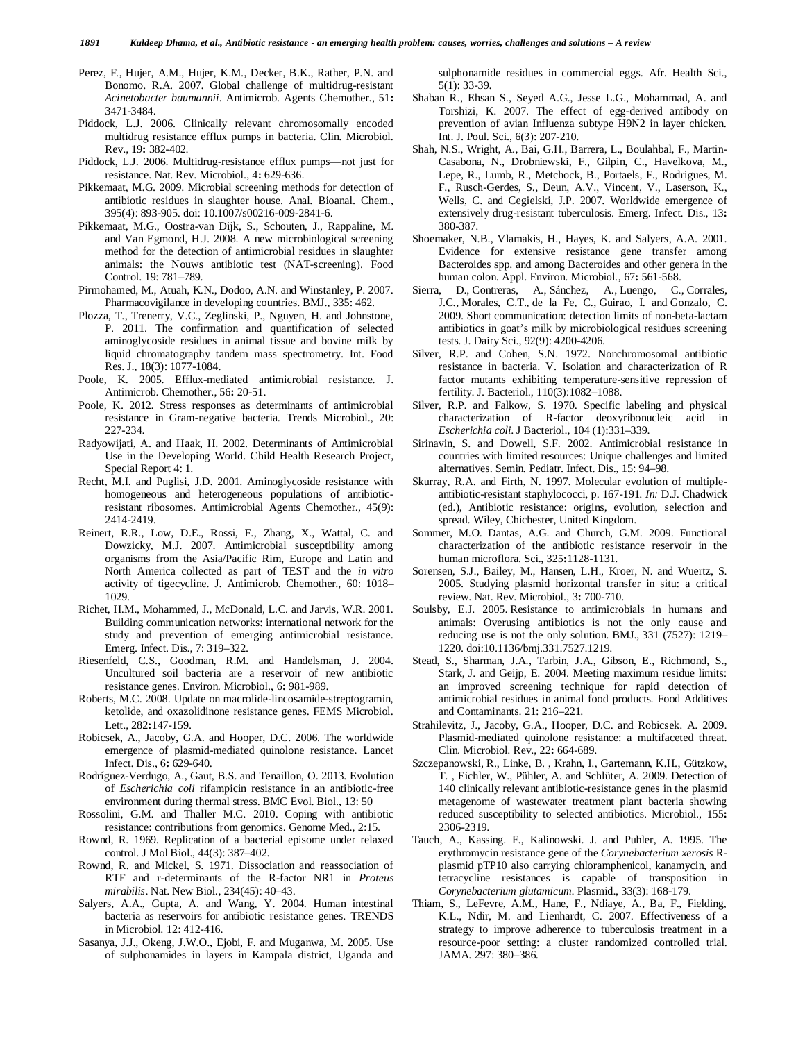Perez, F., Hujer, A.M., Hujer, K.M., Decker, B.K., Rather, P.N. and Bonomo. R.A. 2007. Global challenge of multidrug-resistant *Acinetobacter baumannii*. Antimicrob. Agents Chemother., 51**:** 3471-3484.

Piddock, L.J. 2006. Clinically relevant chromosomally encoded multidrug resistance efflux pumps in bacteria. Clin. Microbiol. Rev., 19**:** 382-402.

Piddock, L.J. 2006. Multidrug-resistance efflux pumps—not just for resistance. Nat. Rev. Microbiol., 4**:** 629-636.

Pikkemaat, M.G. 2009. Microbial screening methods for detection of antibiotic residues in slaughter house. Anal. Bioanal. Chem., 395(4): 893-905. doi: 10.1007/s00216-009-2841-6.

Pikkemaat, M.G., Oostra-van Dijk, S., Schouten, J., Rappaline, M. and Van Egmond, H.J. 2008. A new microbiological screening method for the detection of antimicrobial residues in slaughter animals: the Nouws antibiotic test (NAT-screening). Food Control. 19: 781–789.

Pirmohamed, M., Atuah, K.N., Dodoo, A.N. and Winstanley, P. 2007. Pharmacovigilance in developing countries. BMJ., 335: 462.

Plozza, T., Trenerry, V.C., Zeglinski, P., Nguyen, H. and Johnstone, P. 2011. The confirmation and quantification of selected aminoglycoside residues in animal tissue and bovine milk by liquid chromatography tandem mass spectrometry. Int. Food Res. J., 18(3): 1077-1084.

Poole, K. 2005. Efflux-mediated antimicrobial resistance. J. Antimicrob. Chemother., 56**:** 20-51.

Poole, K. 2012. Stress responses as determinants of antimicrobial resistance in Gram-negative bacteria. Trends Microbiol., 20: 227-234.

Radyowijati, A. and Haak, H. 2002. Determinants of Antimicrobial Use in the Developing World. Child Health Research Project, Special Report 4: 1.

Recht, M.I. and Puglisi, J.D. 2001. Aminoglycoside resistance with homogeneous and heterogeneous populations of antibiotic-resistant ribosomes. Antimicrobial Agents Chemother., 45(9): 2414-2419.

Reinert, R.R., Low, D.E., Rossi, F., Zhang, X., Wattal, C. and Dowzicky, M.J. 2007. Antimicrobial susceptibility among organisms from the Asia/Pacific Rim, Europe and Latin and North America collected as part of TEST and the *in vitro* activity of tigecycline. J. Antimicrob. Chemother., 60: 1018–1029.

Richet, H.M., Mohammed, J., McDonald, L.C. and Jarvis, W.R. 2001. Building communication networks: international network for the study and prevention of emerging antimicrobial resistance. Emerg. Infect. Dis., 7: 319–322.

Riesenfeld, C.S., Goodman, R.M. and Handelsman, J. 2004. Uncultured soil bacteria are a reservoir of new antibiotic resistance genes. Environ. Microbiol., 6**:** 981-989.

Roberts, M.C. 2008. Update on macrolide-lincosamide-streptogramin, ketolide, and oxazolidinone resistance genes. FEMS Microbiol. Lett., 282**:**147-159.

Robicsek, A., Jacoby, G.A. and Hooper, D.C. 2006. The worldwide emergence of plasmid-mediated quinolone resistance. Lancet Infect. Dis., 6**:** 629-640.

Rodríguez-Verdugo, A., Gaut, B.S. and Tenaillon, O. 2013. Evolution of *Escherichia coli* rifampicin resistance in an antibiotic-free environment during thermal stress. BMC Evol. Biol., 13: 50

Rossolini, G.M. and Thaller M.C. 2010. Coping with antibiotic resistance: contributions from genomics. Genome Med., 2:15.

Rownd, R. 1969. Replication of a bacterial episome under relaxed control. J Mol Biol., 44(3): 387–402.

Rownd, R. and Mickel, S. 1971. Dissociation and reassociation of RTF and r-determinants of the R-factor NR1 in *Proteus mirabilis*. Nat. New Biol., 234(45): 40–43.

Salyers, A.A., Gupta, A. and Wang, Y. 2004. Human intestinal bacteria as reservoirs for antibiotic resistance genes. TRENDS in Microbiol. 12: 412-416.

Sasanya, J.J., Okeng, J.W.O., Ejobi, F. and Muganwa, M. 2005. Use of sulphonamides in layers in Kampala district, Uganda and sulphonamide residues in commercial eggs. Afr. Health Sci., 5(1): 33-39.

Shaban R., Ehsan S., Seyed A.G., Jesse L.G., Mohammad, A. and Torshizi, K. 2007. The effect of egg-derived antibody on prevention of avian Influenza subtype H9N2 in layer chicken. Int. J. Poul. Sci., 6(3): 207-210.

Shah, N.S., Wright, A., Bai, G.H., Barrera, L., Boulahbal, F., Martin-Casabona, N., Drobniewski, F., Gilpin, C., Havelkova, M., Lepe, R., Lumb, R., Metchock, B., Portaels, F., Rodrigues, M. F., Rusch-Gerdes, S., Deun, A.V., Vincent, V., Laserson, K., Wells, C. and Cegielski, J.P. 2007. Worldwide emergence of extensively drug-resistant tuberculosis. Emerg. Infect. Dis., 13**:** 380-387.

Shoemaker, N.B., Vlamakis, H., Hayes, K. and Salyers, A.A. 2001. Evidence for extensive resistance gene transfer among Bacteroides spp. and among Bacteroides and other genera in the human colon. Appl. Environ. Microbiol*.,* 67**:** 561-568.

Sierra, D., Contreras, A., Sánchez, A., Luengo, C., Corrales, J.C., Morales, C.T., de la Fe, C., Guirao, I. and Gonzalo, C. 2009. Short communication: detection limits of non-beta-lactam antibiotics in goat's milk by microbiological residues screening tests. J. Dairy Sci., 92(9): 4200-4206.

Silver, R.P. and Cohen, S.N. 1972. Nonchromosomal antibiotic resistance in bacteria. V. Isolation and characterization of R factor mutants exhibiting temperature-sensitive repression of fertility. J. Bacteriol., 110(3):1082–1088.

Silver, R.P. and Falkow, S. 1970. Specific labeling and physical characterization of R-factor deoxyribonucleic acid in *Escherichia coli*. J Bacteriol., 104 (1):331–339.

Sirinavin, S. and Dowell, S.F. 2002. Antimicrobial resistance in countries with limited resources: Unique challenges and limited alternatives. Semin. Pediatr. Infect. Dis., 15: 94–98.

Skurray, R.A. and Firth, N. 1997. Molecular evolution of multiple-antibiotic-resistant staphylococci, p. 167-191. *In:* D.J. Chadwick (ed.), Antibiotic resistance: origins, evolution, selection and spread. Wiley, Chichester, United Kingdom.

Sommer, M.O. Dantas, A.G. and Church, G.M. 2009. Functional characterization of the antibiotic resistance reservoir in the human microflora. Sci., 325**:**1128-1131.

Sorensen, S.J., Bailey, M., Hansen, L.H., Kroer, N. and Wuertz, S. 2005. Studying plasmid horizontal transfer in situ: a critical review. Nat. Rev. Microbiol., 3**:** 700-710.

Soulsby, E.J. 2005. Resistance to antimicrobials in humans and animals: Overusing antibiotics is not the only cause and reducing use is not the only solution. BMJ., 331 (7527): 1219–1220. doi:10.1136/bmj.331.7527.1219.

Stead, S., Sharman, J.A., Tarbin, J.A., Gibson, E., Richmond, S., Stark, J. and Geijp, E. 2004. Meeting maximum residue limits: an improved screening technique for rapid detection of antimicrobial residues in animal food products. Food Additives and Contaminants. 21: 216–221.

Strahilevitz, J., Jacoby, G.A., Hooper, D.C. and Robicsek. A. 2009. Plasmid-mediated quinolone resistance: a multifaceted threat. Clin. Microbiol. Rev., 22**:** 664-689.

Szczepanowski, R., Linke, B. , Krahn, I., Gartemann, K.H., Gützkow, T. , Eichler, W., Pühler, A. and Schlüter, A. 2009. Detection of 140 clinically relevant antibiotic-resistance genes in the plasmid metagenome of wastewater treatment plant bacteria showing reduced susceptibility to selected antibiotics. Microbiol., 155**:** 2306-2319.

Tauch, A., Kassing. F., Kalinowski. J. and Puhler, A. 1995. The erythromycin resistance gene of the *Corynebacterium xerosis* R-plasmid pTP10 also carrying chloramphenicol, kanamycin, and tetracycline resistances is capable of transposition in *Corynebacterium glutamicum*. Plasmid., 33(3): 168-179.

Thiam, S., LeFevre, A.M., Hane, F., Ndiaye, A., Ba, F., Fielding, K.L., Ndir, M. and Lienhardt, C. 2007. Effectiveness of a strategy to improve adherence to tuberculosis treatment in a resource-poor setting: a cluster randomized controlled trial. JAMA. 297: 380–386.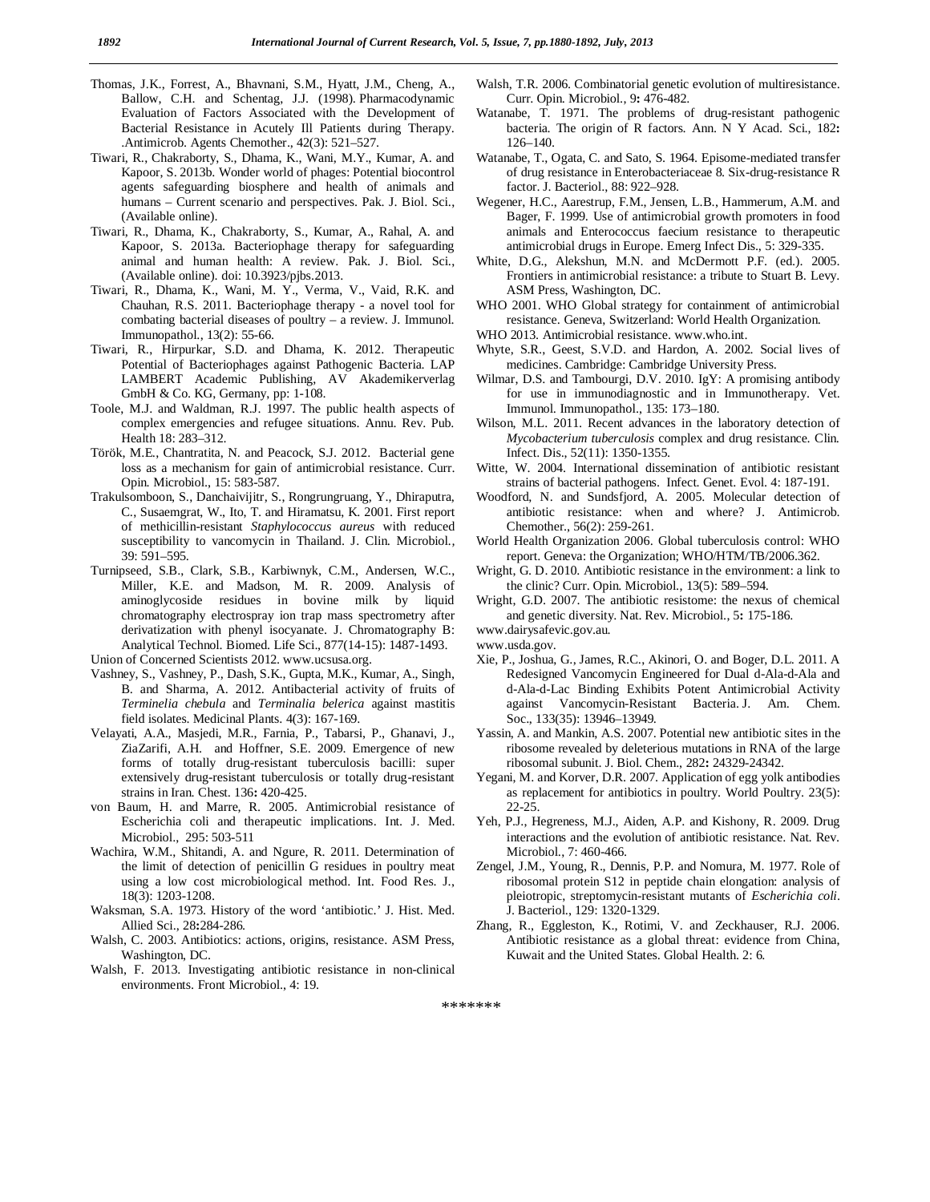Thomas, J.K., Forrest, A., Bhavnani, S.M., Hyatt, J.M., Cheng, A., Ballow, C.H. and Schentag, J.J. (1998). Pharmacodynamic Evaluation of Factors Associated with the Development of Bacterial Resistance in Acutely Ill Patients during Therapy. .Antimicrob. Agents Chemother., 42(3): 521–527.

Tiwari, R., Chakraborty, S., Dhama, K., Wani, M.Y., Kumar, A. and Kapoor, S. 2013b. Wonder world of phages: Potential biocontrol agents safeguarding biosphere and health of animals and humans – Current scenario and perspectives. Pak. J. Biol. Sci., (Available online).

Tiwari, R., Dhama, K., Chakraborty, S., Kumar, A., Rahal, A. and Kapoor, S. 2013a. Bacteriophage therapy for safeguarding animal and human health: A review. Pak. J. Biol. Sci., (Available online). doi: 10.3923/pjbs.2013.

Tiwari, R., Dhama, K., Wani, M. Y., Verma, V., Vaid, R.K. and Chauhan, R.S. 2011. Bacteriophage therapy - a novel tool for combating bacterial diseases of poultry – a review. J. Immunol. Immunopathol., 13(2): 55-66.

Tiwari, R., Hirpurkar, S.D. and Dhama, K. 2012. Therapeutic Potential of Bacteriophages against Pathogenic Bacteria. LAP LAMBERT Academic Publishing, AV Akademikerverlag GmbH & Co. KG, Germany, pp: 1-108.

Toole, M.J. and Waldman, R.J. 1997. The public health aspects of complex emergencies and refugee situations. Annu. Rev. Pub. Health 18: 283–312.

Török, M.E., Chantratita, N. and Peacock, S.J. 2012. Bacterial gene loss as a mechanism for gain of antimicrobial resistance. Curr. Opin. Microbiol., 15: 583-587.

Trakulsomboon, S., Danchaivijitr, S., Rongrungruang, Y., Dhiraputra, C., Susaemgrat, W., Ito, T. and Hiramatsu, K. 2001. First report of methicillin-resistant *Staphylococcus aureus* with reduced susceptibility to vancomycin in Thailand. J. Clin. Microbiol., 39: 591–595.

Turnipseed, S.B., Clark, S.B., Karbiwnyk, C.M., Andersen, W.C., Miller, K.E. and Madson, M. R. 2009. Analysis of aminoglycoside residues in bovine milk by liquid chromatography electrospray ion trap mass spectrometry after derivatization with phenyl isocyanate. J. Chromatography B: Analytical Technol. Biomed. Life Sci., 877(14-15): 1487-1493.

Union of Concerned Scientists 2012. www.ucsusa.org.

Vashney, S., Vashney, P., Dash, S.K., Gupta, M.K., Kumar, A., Singh, B. and Sharma, A. 2012. Antibacterial activity of fruits of *Terminelia chebula* and *Terminalia belerica* against mastitis field isolates. Medicinal Plants. 4(3): 167-169.

Velayati, A.A., Masjedi, M.R., Farnia, P., Tabarsi, P., Ghanavi, J., ZiaZarifi, A.H. and Hoffner, S.E. 2009. Emergence of new forms of totally drug-resistant tuberculosis bacilli: super extensively drug-resistant tuberculosis or totally drug-resistant strains in Iran. Chest. 136**:** 420-425.

von Baum, H. and Marre, R. 2005. Antimicrobial resistance of Escherichia coli and therapeutic implications. Int. J. Med. Microbiol., 295: 503-511

Wachira, W.M., Shitandi, A. and Ngure, R. 2011. Determination of the limit of detection of penicillin G residues in poultry meat using a low cost microbiological method. Int. Food Res. J., 18(3): 1203-1208.

Waksman, S.A. 1973. History of the word 'antibiotic.' J. Hist. Med. Allied Sci., 28**:**284-286.

Walsh, C. 2003. Antibiotics: actions, origins, resistance. ASM Press, Washington, DC.

Walsh, F. 2013. Investigating antibiotic resistance in non-clinical environments. Front Microbiol., 4: 19.

Walsh, T.R. 2006. Combinatorial genetic evolution of multiresistance. Curr. Opin. Microbiol., 9**:** 476-482.

Watanabe, T. 1971. The problems of drug-resistant pathogenic bacteria. The origin of R factors. Ann. N Y Acad. Sci., 182**:** 126–140.

Watanabe, T., Ogata, C. and Sato, S. 1964. Episome-mediated transfer of drug resistance in Enterobacteriaceae 8. Six-drug-resistance R factor. J. Bacteriol., 88: 922–928.

Wegener, H.C., Aarestrup, F.M., Jensen, L.B., Hammerum, A.M. and Bager, F. 1999. Use of antimicrobial growth promoters in food animals and Enterococcus faecium resistance to therapeutic antimicrobial drugs in Europe. Emerg Infect Dis., 5: 329-335.

White, D.G., Alekshun, M.N. and McDermott P.F. (ed.). 2005. Frontiers in antimicrobial resistance: a tribute to Stuart B. Levy. ASM Press, Washington, DC.

WHO 2001. WHO Global strategy for containment of antimicrobial resistance. Geneva, Switzerland: World Health Organization.

WHO 2013. Antimicrobial resistance. www.who.int.

Whyte, S.R., Geest, S.V.D. and Hardon, A. 2002. Social lives of medicines. Cambridge: Cambridge University Press.

Wilmar, D.S. and Tambourgi, D.V. 2010. IgY: A promising antibody for use in immunodiagnostic and in Immunotherapy. Vet. Immunol. Immunopathol., 135: 173–180.

Wilson, M.L. 2011. Recent advances in the laboratory detection of *Mycobacterium tuberculosis* complex and drug resistance. Clin. Infect. Dis., 52(11): 1350-1355.

Witte, W. 2004. International dissemination of antibiotic resistant strains of bacterial pathogens. Infect. Genet. Evol. 4: 187-191.

Woodford, N. and Sundsfjord, A. 2005. Molecular detection of antibiotic resistance: when and where? J. Antimicrob. Chemother., 56(2): 259-261.

World Health Organization 2006. Global tuberculosis control: WHO report. Geneva: the Organization; WHO/HTM/TB/2006.362.

Wright, G. D. 2010. Antibiotic resistance in the environment: a link to the clinic? Curr. Opin. Microbiol., 13(5): 589–594.

Wright, G.D. 2007. The antibiotic resistome: the nexus of chemical and genetic diversity. Nat. Rev. Microbiol., 5**:** 175-186.

www.dairysafevic.gov.au.

www.usda.gov.

Xie, P., Joshua, G., James, R.C., Akinori, O. and Boger, D.L. 2011. A Redesigned Vancomycin Engineered for Dual d-Ala-d-Ala and d-Ala-d-Lac Binding Exhibits Potent Antimicrobial Activity against Vancomycin-Resistant Bacteria. J. Am. Chem. Soc., 133(35): 13946–13949.

Yassin, A. and Mankin, A.S. 2007. Potential new antibiotic sites in the ribosome revealed by deleterious mutations in RNA of the large ribosomal subunit. J. Biol. Chem., 282**:** 24329-24342.

Yegani, M. and Korver, D.R. 2007. Application of egg yolk antibodies as replacement for antibiotics in poultry. World Poultry. 23(5): 22-25.

Yeh, P.J., Hegreness, M.J., Aiden, A.P. and Kishony, R. 2009. Drug interactions and the evolution of antibiotic resistance. Nat. Rev. Microbiol., 7: 460-466.

Zengel, J.M., Young, R., Dennis, P.P. and Nomura, M. 1977. Role of ribosomal protein S12 in peptide chain elongation: analysis of pleiotropic, streptomycin-resistant mutants of *Escherichia coli*. J. Bacteriol., 129: 1320-1329.

Zhang, R., Eggleston, K., Rotimi, V. and Zeckhauser, R.J. 2006. Antibiotic resistance as a global threat: evidence from China, Kuwait and the United States. Global Health. 2: 6.

*******